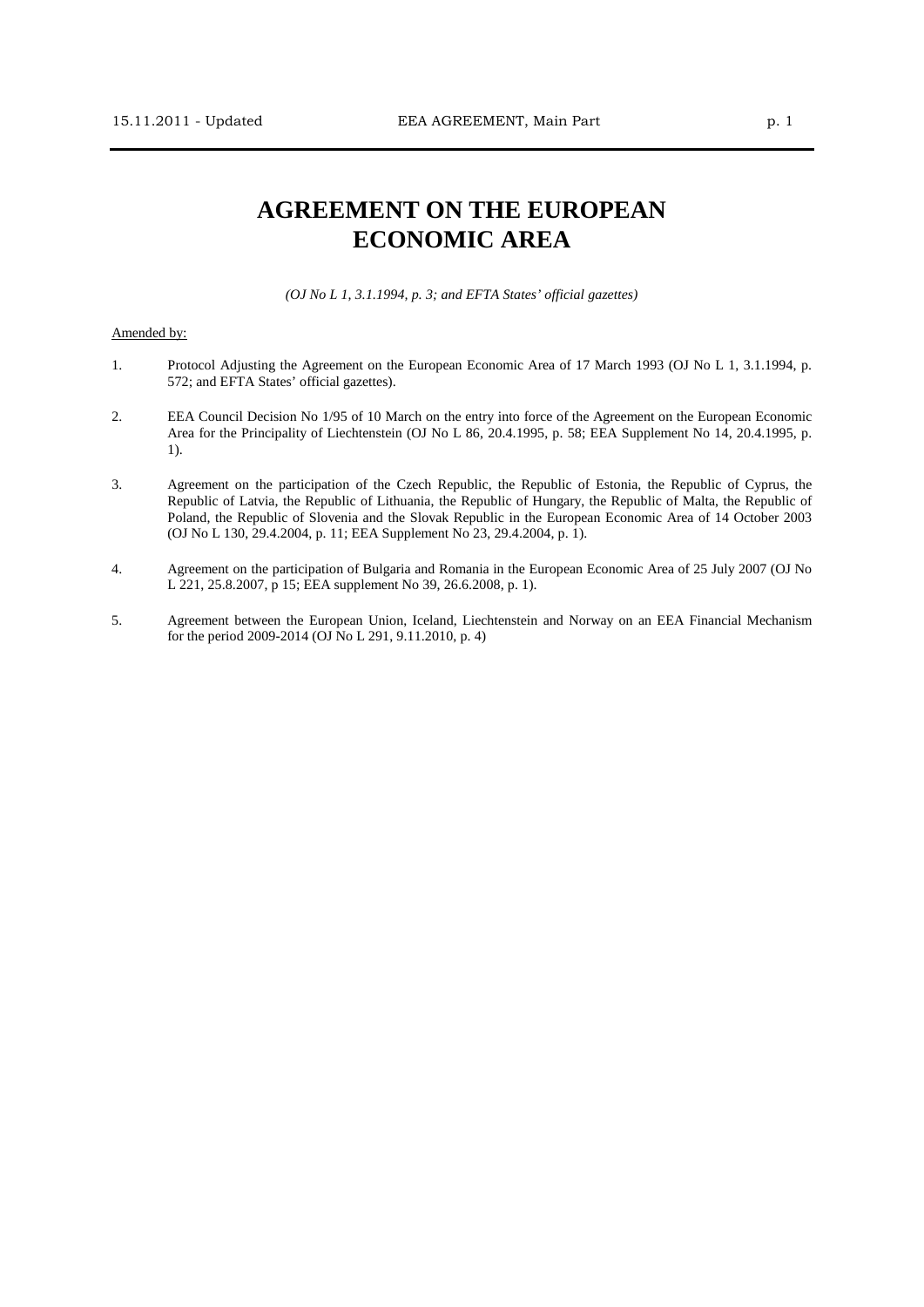# AGREEMENT ON THE EUROPEAN ECONOMIC AREA

*(OJ No L 1, 3.1.1994, p. 3; and EFTA States' official gazettes)*

Amended by:

1. Protocol Adjusting the Agreement on the European Economic Area of 17 March 1993 (OJ No L 1, 3.1.1994, p. 572; and EFTA States' official gazettes).

2. EEA Council Decision No 1/95 of 10 March on the entry into force of the Agreement on the European Economic Area for the Principality of Liechtenstein (OJ No L 86, 20.4.1995, p. 58; EEA Supplement No 14, 20.4.1995, p. 1).

3. Agreement on the participation of the Czech Republic, the Republic of Estonia, the Republic of Cyprus, the Republic of Latvia, the Republic of Lithuania, the Republic of Hungary, the Republic of Malta, the Republic of Poland, the Republic of Slovenia and the Slovak Republic in the European Economic Area of 14 October 2003 (OJ No L 130, 29.4.2004, p. 11; EEA Supplement No 23, 29.4.2004, p. 1).

4. Agreement on the participation of Bulgaria and Romania in the European Economic Area of 25 July 2007 (OJ No L 221, 25.8.2007, p 15; EEA supplement No 39, 26.6.2008, p. 1).

5. Agreement between the European Union, Iceland, Liechtenstein and Norway on an EEA Financial Mechanism for the period 2009-2014 (OJ No L 291, 9.11.2010, p. 4)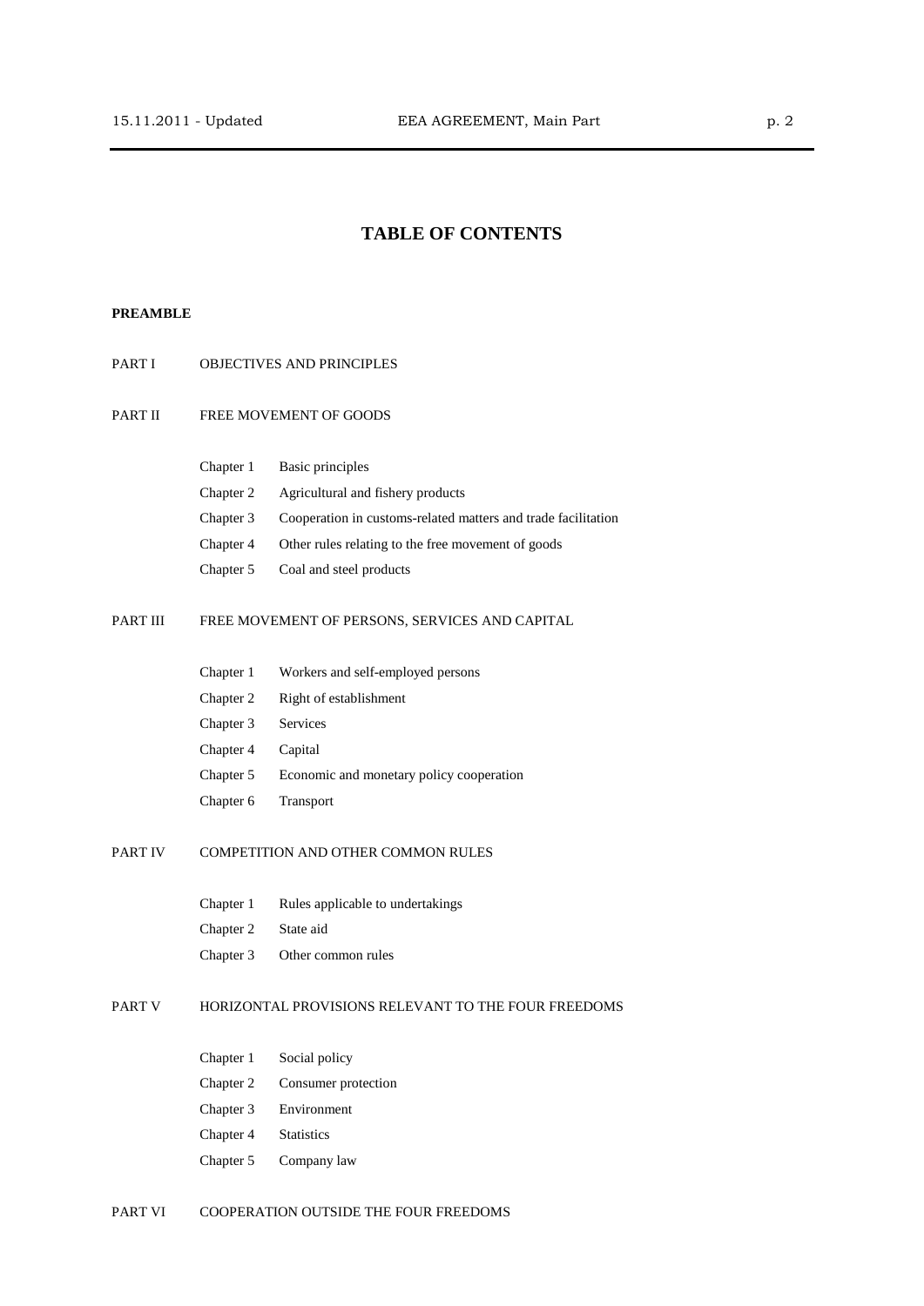# TABLE OF CONTENTS

**PREAMBLE**

PART I OBJECTIVES AND PRINCIPLES

PART II FREE MOVEMENT OF GOODS

- Chapter 1 Basic principles
- Chapter 2 Agricultural and fishery products
- Chapter 3 Cooperation in customs-related matters and trade facilitation
- Chapter 4 Other rules relating to the free movement of goods
- Chapter 5 Coal and steel products

PART III FREE MOVEMENT OF PERSONS, SERVICES AND CAPITAL

- Chapter 1 Workers and self-employed persons
- Chapter 2 Right of establishment
- Chapter 3 Services
- Chapter 4 Capital
- Chapter 5 Economic and monetary policy cooperation
- Chapter 6 Transport

PART IV COMPETITION AND OTHER COMMON RULES

- Chapter 1 Rules applicable to undertakings
- Chapter 2 State aid
- Chapter 3 Other common rules

PART V HORIZONTAL PROVISIONS RELEVANT TO THE FOUR FREEDOMS

- Chapter 1 Social policy
- Chapter 2 Consumer protection
- Chapter 3 Environment
- Chapter 4 Statistics
- Chapter 5 Company law

PART VI COOPERATION OUTSIDE THE FOUR FREEDOMS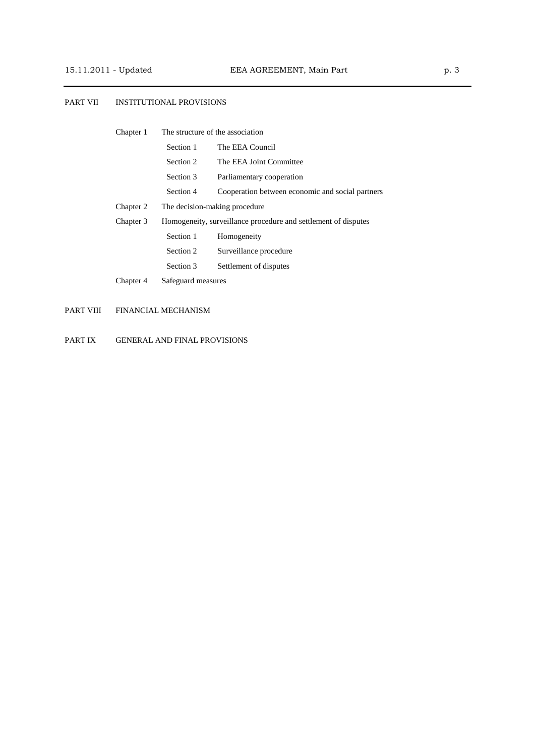PART VII INSTITUTIONAL PROVISIONS

- Chapter 1 The structure of the association
  - Section 1 The EEA Council
  - Section 2 The EEA Joint Committee
  - Section 3 Parliamentary cooperation
  - Section 4 Cooperation between economic and social partners
- Chapter 2 The decision-making procedure
- Chapter 3 Homogeneity, surveillance procedure and settlement of disputes
  - Section 1 Homogeneity
  - Section 2 Surveillance procedure
  - Section 3 Settlement of disputes
- Chapter 4 Safeguard measures

PART VIII FINANCIAL MECHANISM

PART IX GENERAL AND FINAL PROVISIONS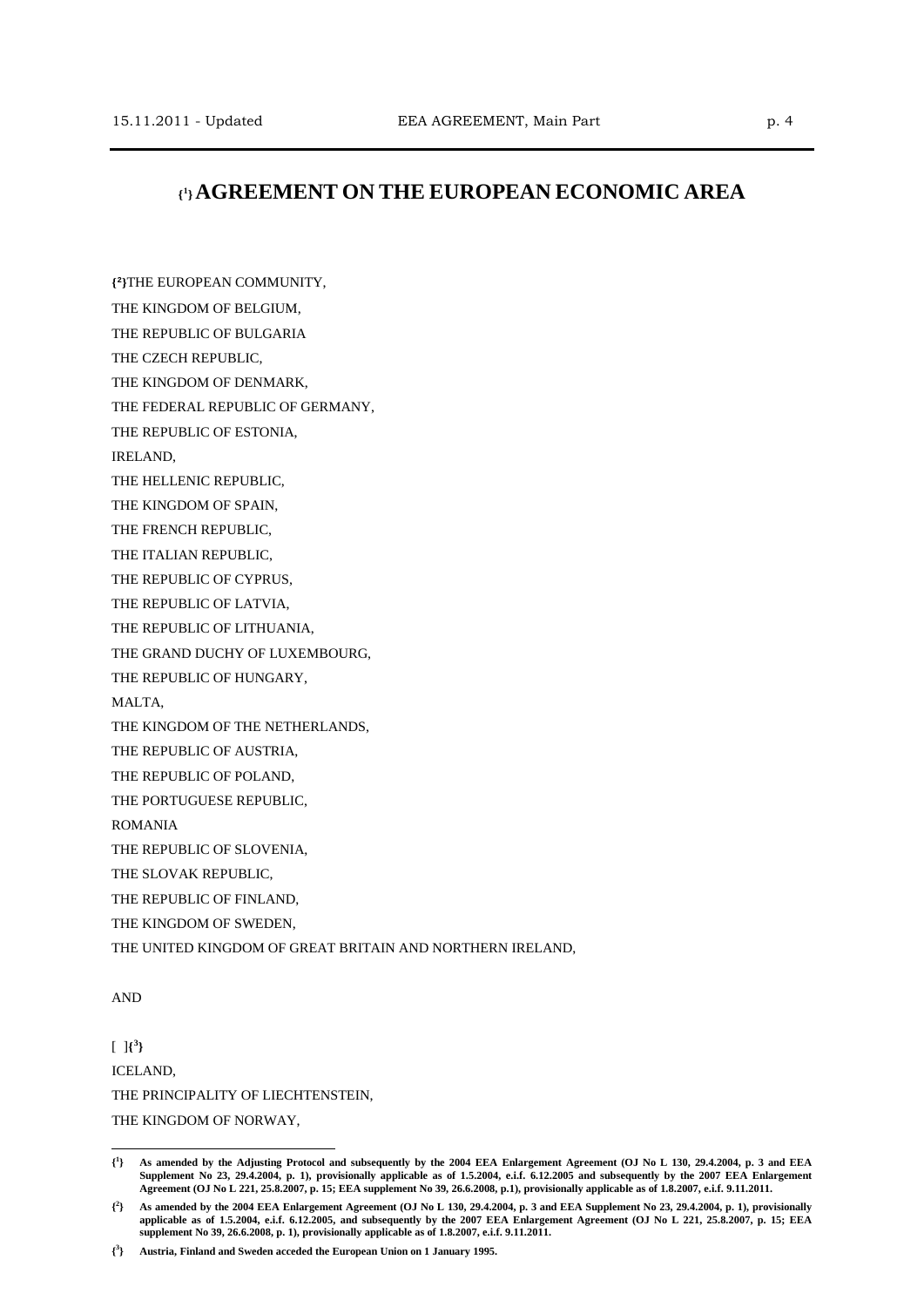# {[1]} AGREEMENT ON THE EUROPEAN ECONOMIC AREA

{[2]}THE EUROPEAN COMMUNITY,

THE KINGDOM OF BELGIUM,

THE REPUBLIC OF BULGARIA

THE CZECH REPUBLIC,

THE KINGDOM OF DENMARK,

THE FEDERAL REPUBLIC OF GERMANY,

THE REPUBLIC OF ESTONIA,

IRELAND,

THE HELLENIC REPUBLIC,

THE KINGDOM OF SPAIN,

THE FRENCH REPUBLIC,

THE ITALIAN REPUBLIC,

THE REPUBLIC OF CYPRUS,

THE REPUBLIC OF LATVIA,

THE REPUBLIC OF LITHUANIA,

THE GRAND DUCHY OF LUXEMBOURG,

THE REPUBLIC OF HUNGARY,

MALTA,

THE KINGDOM OF THE NETHERLANDS,

THE REPUBLIC OF AUSTRIA,

THE REPUBLIC OF POLAND,

THE PORTUGUESE REPUBLIC,

ROMANIA

THE REPUBLIC OF SLOVENIA,

THE SLOVAK REPUBLIC,

THE REPUBLIC OF FINLAND,

THE KINGDOM OF SWEDEN,

THE UNITED KINGDOM OF GREAT BRITAIN AND NORTHERN IRELAND,

AND

[ ]{[3]}

ICELAND,

THE PRINCIPALITY OF LIECHTENSTEIN,

THE KINGDOM OF NORWAY,

---

**{[1]} As amended by the Adjusting Protocol and subsequently by the 2004 EEA Enlargement Agreement (OJ No L 130, 29.4.2004, p. 3 and EEA Supplement No 23, 29.4.2004, p. 1), provisionally applicable as of 1.5.2004, e.i.f. 6.12.2005 and subsequently by the 2007 EEA Enlargement Agreement (OJ No L 221, 25.8.2007, p. 15; EEA supplement No 39, 26.6.2008, p.1), provisionally applicable as of 1.8.2007, e.i.f. 9.11.2011.**

**{[2]} As amended by the 2004 EEA Enlargement Agreement (OJ No L 130, 29.4.2004, p. 3 and EEA Supplement No 23, 29.4.2004, p. 1), provisionally applicable as of 1.5.2004, e.i.f. 6.12.2005, and subsequently by the 2007 EEA Enlargement Agreement (OJ No L 221, 25.8.2007, p. 15; EEA supplement No 39, 26.6.2008, p. 1), provisionally applicable as of 1.8.2007, e.i.f. 9.11.2011.**

**{[3]} Austria, Finland and Sweden acceded the European Union on 1 January 1995.**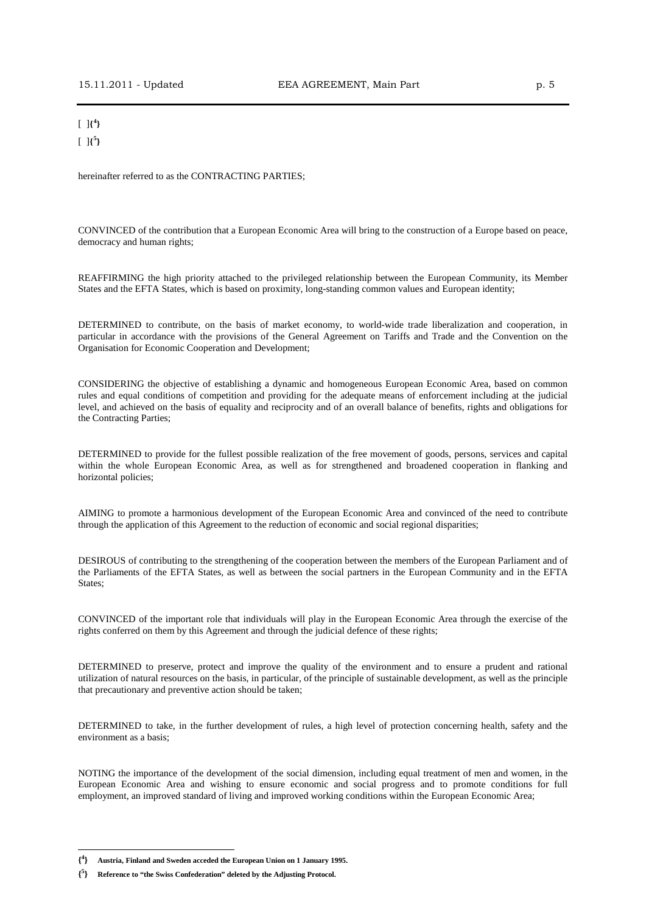[ ]{[4]}

[ ]{[5]}

hereinafter referred to as the CONTRACTING PARTIES;

CONVINCED of the contribution that a European Economic Area will bring to the construction of a Europe based on peace, democracy and human rights;

REAFFIRMING the high priority attached to the privileged relationship between the European Community, its Member States and the EFTA States, which is based on proximity, long-standing common values and European identity;

DETERMINED to contribute, on the basis of market economy, to world-wide trade liberalization and cooperation, in particular in accordance with the provisions of the General Agreement on Tariffs and Trade and the Convention on the Organisation for Economic Cooperation and Development;

CONSIDERING the objective of establishing a dynamic and homogeneous European Economic Area, based on common rules and equal conditions of competition and providing for the adequate means of enforcement including at the judicial level, and achieved on the basis of equality and reciprocity and of an overall balance of benefits, rights and obligations for the Contracting Parties;

DETERMINED to provide for the fullest possible realization of the free movement of goods, persons, services and capital within the whole European Economic Area, as well as for strengthened and broadened cooperation in flanking and horizontal policies;

AIMING to promote a harmonious development of the European Economic Area and convinced of the need to contribute through the application of this Agreement to the reduction of economic and social regional disparities;

DESIROUS of contributing to the strengthening of the cooperation between the members of the European Parliament and of the Parliaments of the EFTA States, as well as between the social partners in the European Community and in the EFTA States;

CONVINCED of the important role that individuals will play in the European Economic Area through the exercise of the rights conferred on them by this Agreement and through the judicial defence of these rights;

DETERMINED to preserve, protect and improve the quality of the environment and to ensure a prudent and rational utilization of natural resources on the basis, in particular, of the principle of sustainable development, as well as the principle that precautionary and preventive action should be taken;

DETERMINED to take, in the further development of rules, a high level of protection concerning health, safety and the environment as a basis;

NOTING the importance of the development of the social dimension, including equal treatment of men and women, in the European Economic Area and wishing to ensure economic and social progress and to promote conditions for full employment, an improved standard of living and improved working conditions within the European Economic Area;

---

**{[4]} Austria, Finland and Sweden acceded the European Union on 1 January 1995.**

**{[5]} Reference to "the Swiss Confederation" deleted by the Adjusting Protocol.**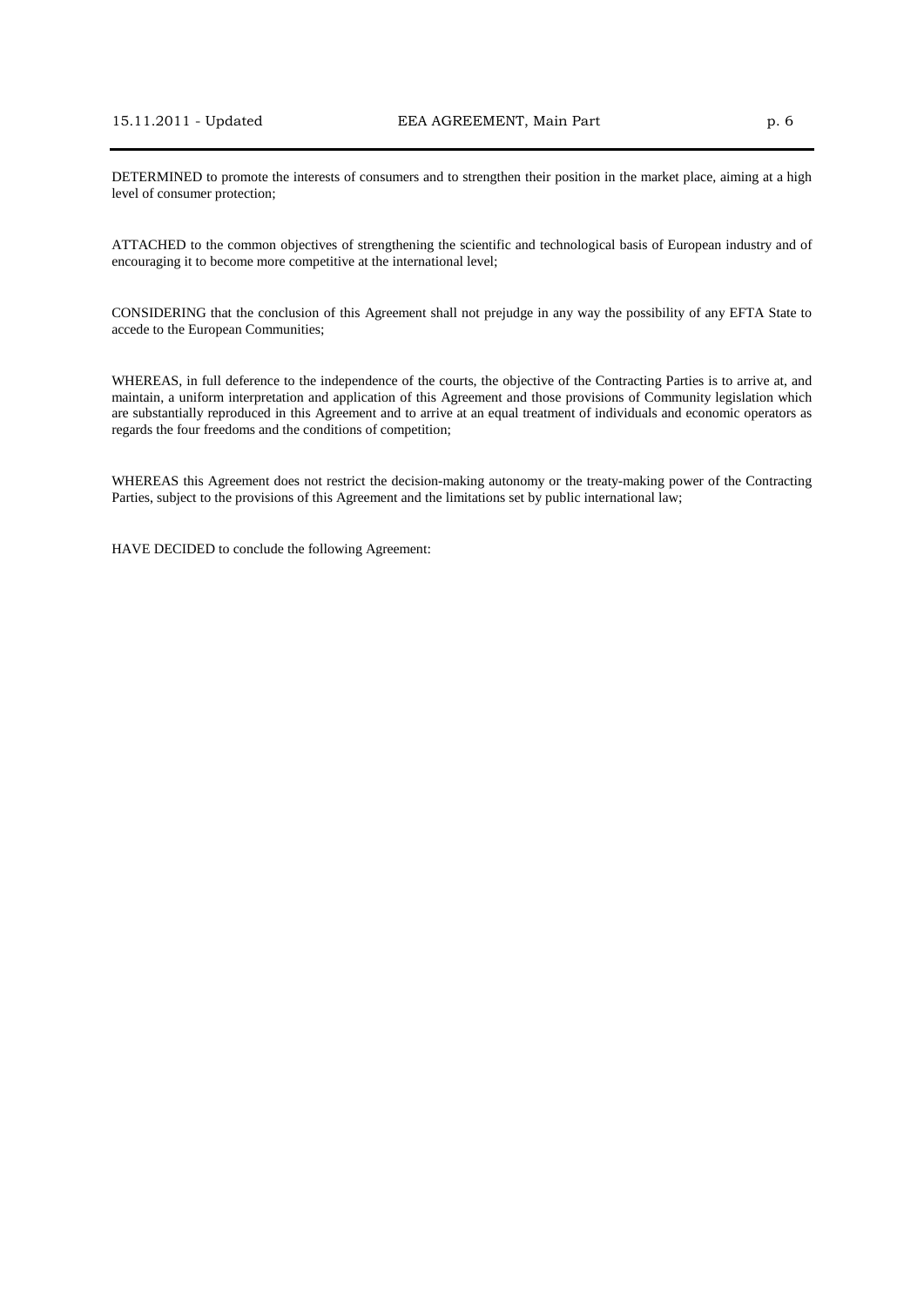DETERMINED to promote the interests of consumers and to strengthen their position in the market place, aiming at a high level of consumer protection;

ATTACHED to the common objectives of strengthening the scientific and technological basis of European industry and of encouraging it to become more competitive at the international level;

CONSIDERING that the conclusion of this Agreement shall not prejudge in any way the possibility of any EFTA State to accede to the European Communities;

WHEREAS, in full deference to the independence of the courts, the objective of the Contracting Parties is to arrive at, and maintain, a uniform interpretation and application of this Agreement and those provisions of Community legislation which are substantially reproduced in this Agreement and to arrive at an equal treatment of individuals and economic operators as regards the four freedoms and the conditions of competition;

WHEREAS this Agreement does not restrict the decision-making autonomy or the treaty-making power of the Contracting Parties, subject to the provisions of this Agreement and the limitations set by public international law;

HAVE DECIDED to conclude the following Agreement: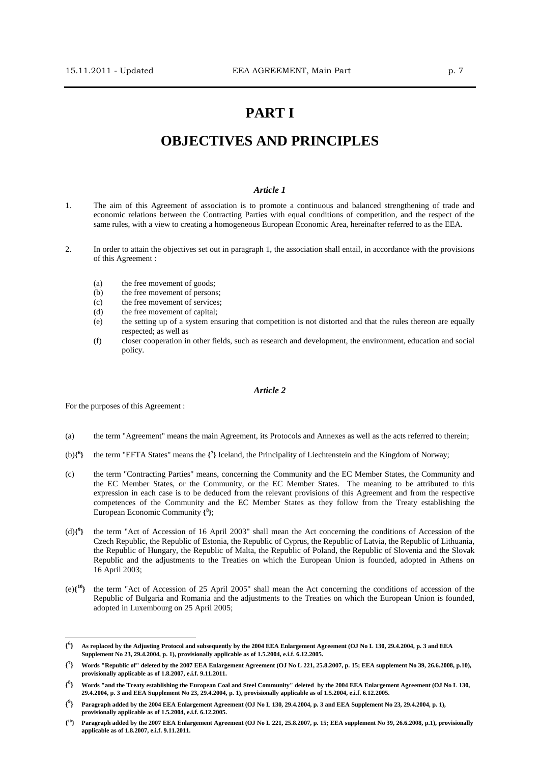# PART I

# OBJECTIVES AND PRINCIPLES

### *Article 1*

1. The aim of this Agreement of association is to promote a continuous and balanced strengthening of trade and economic relations between the Contracting Parties with equal conditions of competition, and the respect of the same rules, with a view to creating a homogeneous European Economic Area, hereinafter referred to as the EEA.

2. In order to attain the objectives set out in paragraph 1, the association shall entail, in accordance with the provisions of this Agreement :

   (a) the free movement of goods;
   (b) the free movement of persons;
   (c) the free movement of services;
   (d) the free movement of capital;
   (e) the setting up of a system ensuring that competition is not distorted and that the rules thereon are equally respected; as well as
   (f) closer cooperation in other fields, such as research and development, the environment, education and social policy.

### *Article 2*

For the purposes of this Agreement :

(a) the term "Agreement" means the main Agreement, its Protocols and Annexes as well as the acts referred to therein;

(b){[6]} the term "EFTA States" means the {[7]} Iceland, the Principality of Liechtenstein and the Kingdom of Norway;

(c) the term "Contracting Parties" means, concerning the Community and the EC Member States, the Community and the EC Member States, or the Community, or the EC Member States. The meaning to be attributed to this expression in each case is to be deduced from the relevant provisions of this Agreement and from the respective competences of the Community and the EC Member States as they follow from the Treaty establishing the European Economic Community {[8]};

(d){[9]} the term "Act of Accession of 16 April 2003" shall mean the Act concerning the conditions of Accession of the Czech Republic, the Republic of Estonia, the Republic of Cyprus, the Republic of Latvia, the Republic of Lithuania, the Republic of Hungary, the Republic of Malta, the Republic of Poland, the Republic of Slovenia and the Slovak Republic and the adjustments to the Treaties on which the European Union is founded, adopted in Athens on 16 April 2003;

(e){[10]} the term "Act of Accession of 25 April 2005" shall mean the Act concerning the conditions of accession of the Republic of Bulgaria and Romania and the adjustments to the Treaties on which the European Union is founded, adopted in Luxembourg on 25 April 2005;

---

**{[6]} As replaced by the Adjusting Protocol and subsequently by the 2004 EEA Enlargement Agreement (OJ No L 130, 29.4.2004, p. 3 and EEA Supplement No 23, 29.4.2004, p. 1), provisionally applicable as of 1.5.2004, e.i.f. 6.12.2005.**

**{[7]} Words "Republic of" deleted by the 2007 EEA Enlargement Agreement (OJ No L 221, 25.8.2007, p. 15; EEA supplement No 39, 26.6.2008, p.10), provisionally applicable as of 1.8.2007, e.i.f. 9.11.2011.**

**{[8]} Words "and the Treaty establishing the European Coal and Steel Community" deleted by the 2004 EEA Enlargement Agreement (OJ No L 130, 29.4.2004, p. 3 and EEA Supplement No 23, 29.4.2004, p. 1), provisionally applicable as of 1.5.2004, e.i.f. 6.12.2005.**

**{[9]} Paragraph added by the 2004 EEA Enlargement Agreement (OJ No L 130, 29.4.2004, p. 3 and EEA Supplement No 23, 29.4.2004, p. 1), provisionally applicable as of 1.5.2004, e.i.f. 6.12.2005.**

**{[10]} Paragraph added by the 2007 EEA Enlargement Agreement (OJ No L 221, 25.8.2007, p. 15; EEA supplement No 39, 26.6.2008, p.1), provisionally applicable as of 1.8.2007, e.i.f. 9.11.2011.**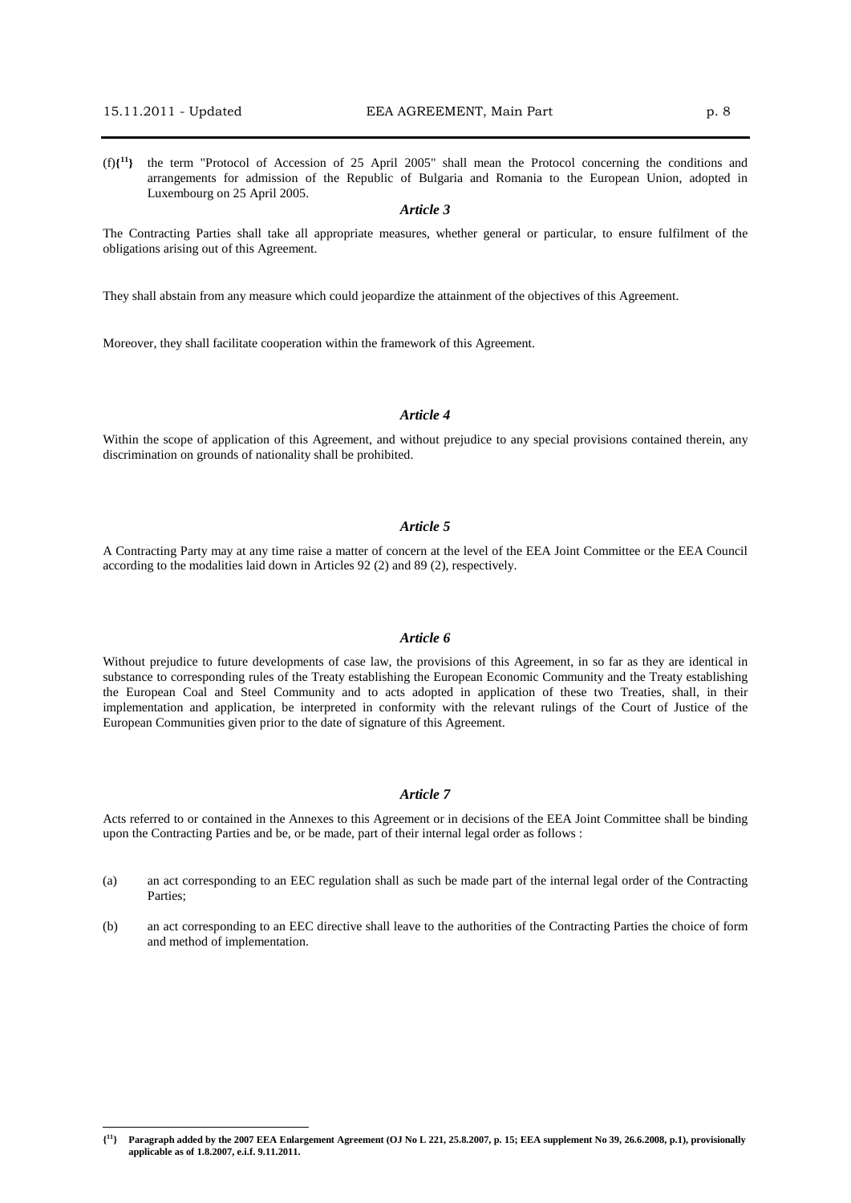(f)[11] the term "Protocol of Accession of 25 April 2005" shall mean the Protocol concerning the conditions and arrangements for admission of the Republic of Bulgaria and Romania to the European Union, adopted in Luxembourg on 25 April 2005.

### *Article 3*

The Contracting Parties shall take all appropriate measures, whether general or particular, to ensure fulfilment of the obligations arising out of this Agreement.

They shall abstain from any measure which could jeopardize the attainment of the objectives of this Agreement.

Moreover, they shall facilitate cooperation within the framework of this Agreement.

### *Article 4*

Within the scope of application of this Agreement, and without prejudice to any special provisions contained therein, any discrimination on grounds of nationality shall be prohibited.

### *Article 5*

A Contracting Party may at any time raise a matter of concern at the level of the EEA Joint Committee or the EEA Council according to the modalities laid down in Articles 92 (2) and 89 (2), respectively.

### *Article 6*

Without prejudice to future developments of case law, the provisions of this Agreement, in so far as they are identical in substance to corresponding rules of the Treaty establishing the European Economic Community and the Treaty establishing the European Coal and Steel Community and to acts adopted in application of these two Treaties, shall, in their implementation and application, be interpreted in conformity with the relevant rulings of the Court of Justice of the European Communities given prior to the date of signature of this Agreement.

### *Article 7*

Acts referred to or contained in the Annexes to this Agreement or in decisions of the EEA Joint Committee shall be binding upon the Contracting Parties and be, or be made, part of their internal legal order as follows :

(a) an act corresponding to an EEC regulation shall as such be made part of the internal legal order of the Contracting Parties;

(b) an act corresponding to an EEC directive shall leave to the authorities of the Contracting Parties the choice of form and method of implementation.

---

**[11] Paragraph added by the 2007 EEA Enlargement Agreement (OJ No L 221, 25.8.2007, p. 15; EEA supplement No 39, 26.6.2008, p.1), provisionally applicable as of 1.8.2007, e.i.f. 9.11.2011.**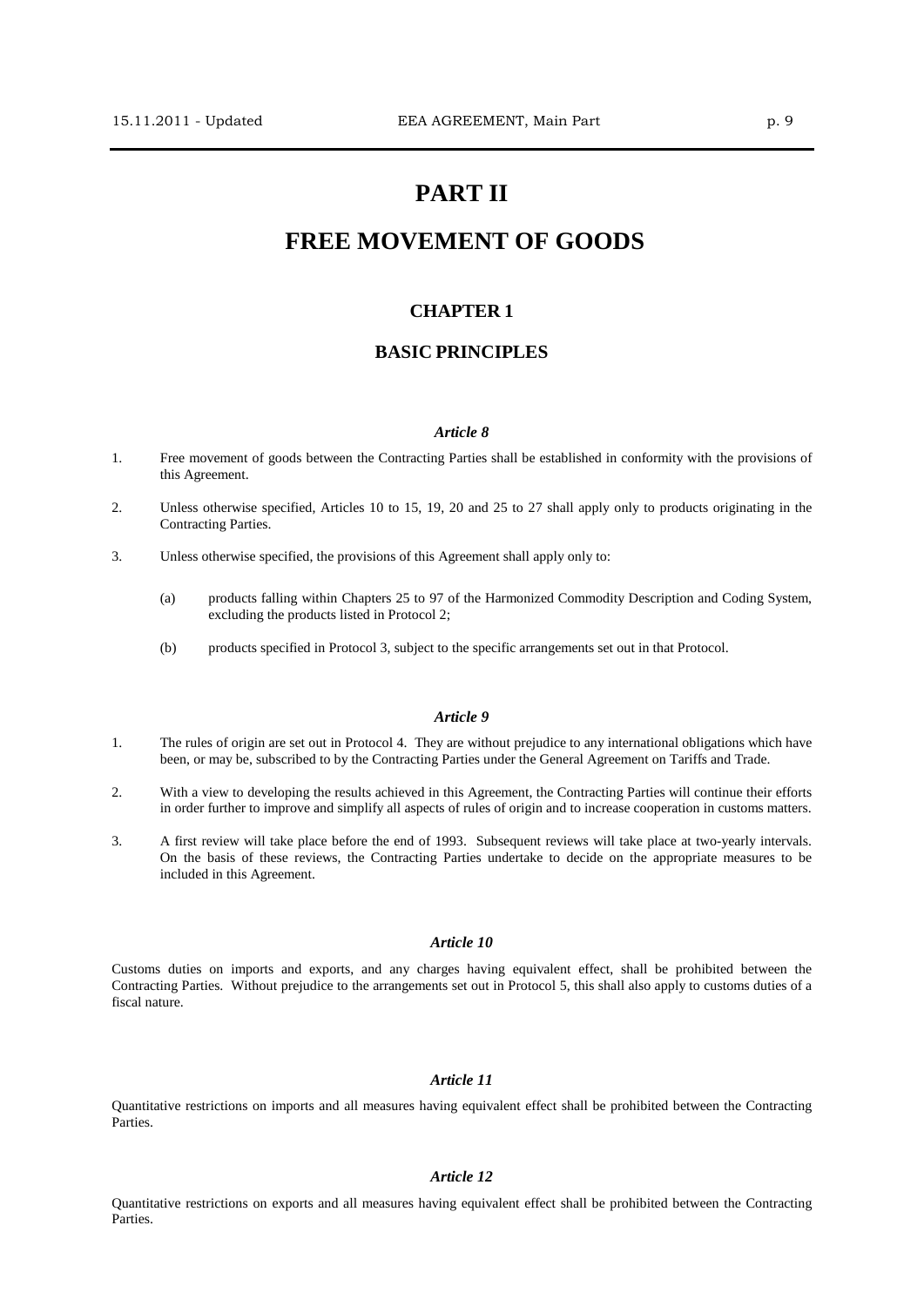# PART II

# FREE MOVEMENT OF GOODS

## CHAPTER 1

## BASIC PRINCIPLES

### *Article 8*

1. Free movement of goods between the Contracting Parties shall be established in conformity with the provisions of this Agreement.

2. Unless otherwise specified, Articles 10 to 15, 19, 20 and 25 to 27 shall apply only to products originating in the Contracting Parties.

3. Unless otherwise specified, the provisions of this Agreement shall apply only to:

   (a) products falling within Chapters 25 to 97 of the Harmonized Commodity Description and Coding System, excluding the products listed in Protocol 2;

   (b) products specified in Protocol 3, subject to the specific arrangements set out in that Protocol.

### *Article 9*

1. The rules of origin are set out in Protocol 4. They are without prejudice to any international obligations which have been, or may be, subscribed to by the Contracting Parties under the General Agreement on Tariffs and Trade.

2. With a view to developing the results achieved in this Agreement, the Contracting Parties will continue their efforts in order further to improve and simplify all aspects of rules of origin and to increase cooperation in customs matters.

3. A first review will take place before the end of 1993. Subsequent reviews will take place at two-yearly intervals. On the basis of these reviews, the Contracting Parties undertake to decide on the appropriate measures to be included in this Agreement.

### *Article 10*

Customs duties on imports and exports, and any charges having equivalent effect, shall be prohibited between the Contracting Parties. Without prejudice to the arrangements set out in Protocol 5, this shall also apply to customs duties of a fiscal nature.

### *Article 11*

Quantitative restrictions on imports and all measures having equivalent effect shall be prohibited between the Contracting Parties.

### *Article 12*

Quantitative restrictions on exports and all measures having equivalent effect shall be prohibited between the Contracting Parties.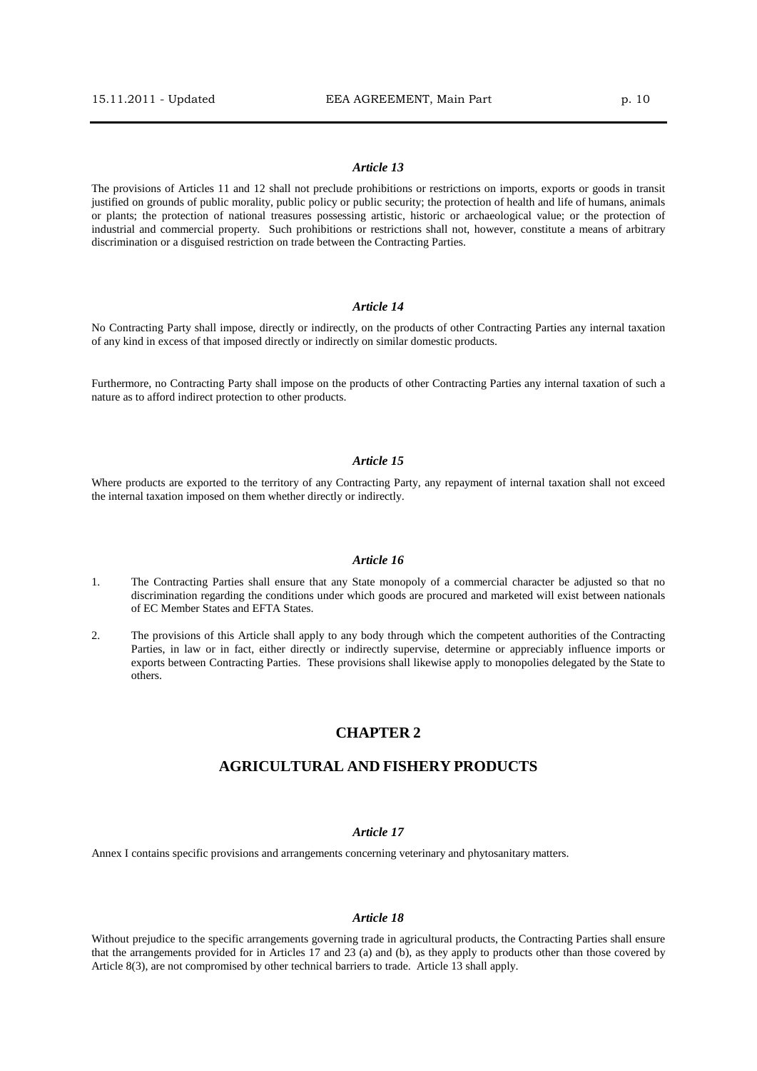### *Article 13*

The provisions of Articles 11 and 12 shall not preclude prohibitions or restrictions on imports, exports or goods in transit justified on grounds of public morality, public policy or public security; the protection of health and life of humans, animals or plants; the protection of national treasures possessing artistic, historic or archaeological value; or the protection of industrial and commercial property. Such prohibitions or restrictions shall not, however, constitute a means of arbitrary discrimination or a disguised restriction on trade between the Contracting Parties.

### *Article 14*

No Contracting Party shall impose, directly or indirectly, on the products of other Contracting Parties any internal taxation of any kind in excess of that imposed directly or indirectly on similar domestic products.

Furthermore, no Contracting Party shall impose on the products of other Contracting Parties any internal taxation of such a nature as to afford indirect protection to other products.

### *Article 15*

Where products are exported to the territory of any Contracting Party, any repayment of internal taxation shall not exceed the internal taxation imposed on them whether directly or indirectly.

### *Article 16*

1. The Contracting Parties shall ensure that any State monopoly of a commercial character be adjusted so that no discrimination regarding the conditions under which goods are procured and marketed will exist between nationals of EC Member States and EFTA States.

2. The provisions of this Article shall apply to any body through which the competent authorities of the Contracting Parties, in law or in fact, either directly or indirectly supervise, determine or appreciably influence imports or exports between Contracting Parties. These provisions shall likewise apply to monopolies delegated by the State to others.

## CHAPTER 2

## AGRICULTURAL AND FISHERY PRODUCTS

### *Article 17*

Annex I contains specific provisions and arrangements concerning veterinary and phytosanitary matters.

### *Article 18*

Without prejudice to the specific arrangements governing trade in agricultural products, the Contracting Parties shall ensure that the arrangements provided for in Articles 17 and 23 (a) and (b), as they apply to products other than those covered by Article 8(3), are not compromised by other technical barriers to trade. Article 13 shall apply.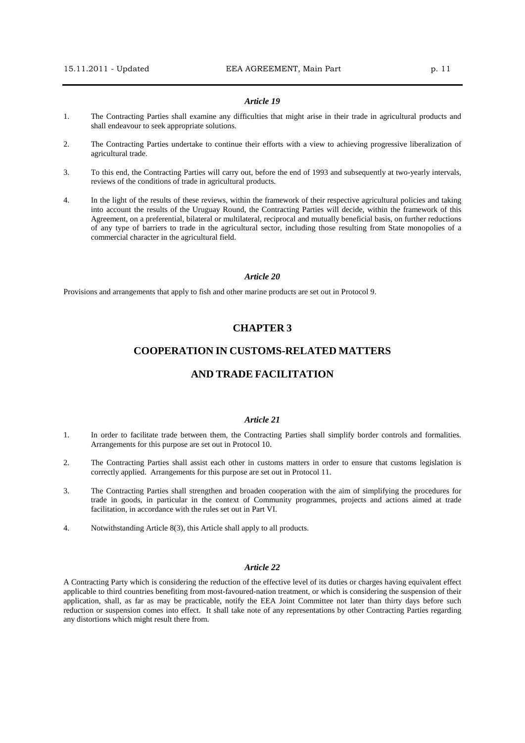### *Article 19*

1. The Contracting Parties shall examine any difficulties that might arise in their trade in agricultural products and shall endeavour to seek appropriate solutions.

2. The Contracting Parties undertake to continue their efforts with a view to achieving progressive liberalization of agricultural trade.

3. To this end, the Contracting Parties will carry out, before the end of 1993 and subsequently at two-yearly intervals, reviews of the conditions of trade in agricultural products.

4. In the light of the results of these reviews, within the framework of their respective agricultural policies and taking into account the results of the Uruguay Round, the Contracting Parties will decide, within the framework of this Agreement, on a preferential, bilateral or multilateral, reciprocal and mutually beneficial basis, on further reductions of any type of barriers to trade in the agricultural sector, including those resulting from State monopolies of a commercial character in the agricultural field.

### *Article 20*

Provisions and arrangements that apply to fish and other marine products are set out in Protocol 9.

## CHAPTER 3

## COOPERATION IN CUSTOMS-RELATED MATTERS

## AND TRADE FACILITATION

### *Article 21*

1. In order to facilitate trade between them, the Contracting Parties shall simplify border controls and formalities. Arrangements for this purpose are set out in Protocol 10.

2. The Contracting Parties shall assist each other in customs matters in order to ensure that customs legislation is correctly applied. Arrangements for this purpose are set out in Protocol 11.

3. The Contracting Parties shall strengthen and broaden cooperation with the aim of simplifying the procedures for trade in goods, in particular in the context of Community programmes, projects and actions aimed at trade facilitation, in accordance with the rules set out in Part VI.

4. Notwithstanding Article 8(3), this Article shall apply to all products.

### *Article 22*

A Contracting Party which is considering the reduction of the effective level of its duties or charges having equivalent effect applicable to third countries benefiting from most-favoured-nation treatment, or which is considering the suspension of their application, shall, as far as may be practicable, notify the EEA Joint Committee not later than thirty days before such reduction or suspension comes into effect. It shall take note of any representations by other Contracting Parties regarding any distortions which might result there from.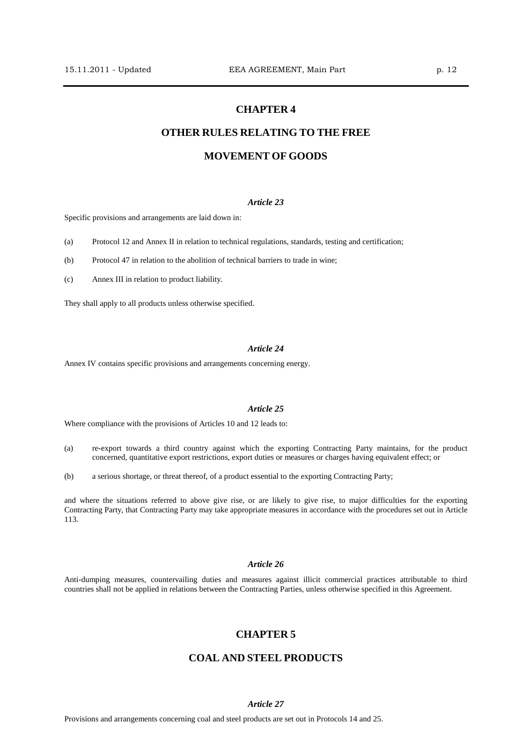## CHAPTER 4

## OTHER RULES RELATING TO THE FREE MOVEMENT OF GOODS

### *Article 23*

Specific provisions and arrangements are laid down in:

(a) Protocol 12 and Annex II in relation to technical regulations, standards, testing and certification;

(b) Protocol 47 in relation to the abolition of technical barriers to trade in wine;

(c) Annex III in relation to product liability.

They shall apply to all products unless otherwise specified.

### *Article 24*

Annex IV contains specific provisions and arrangements concerning energy.

### *Article 25*

Where compliance with the provisions of Articles 10 and 12 leads to:

(a) re-export towards a third country against which the exporting Contracting Party maintains, for the product concerned, quantitative export restrictions, export duties or measures or charges having equivalent effect; or

(b) a serious shortage, or threat thereof, of a product essential to the exporting Contracting Party;

and where the situations referred to above give rise, or are likely to give rise, to major difficulties for the exporting Contracting Party, that Contracting Party may take appropriate measures in accordance with the procedures set out in Article 113.

### *Article 26*

Anti-dumping measures, countervailing duties and measures against illicit commercial practices attributable to third countries shall not be applied in relations between the Contracting Parties, unless otherwise specified in this Agreement.

## CHAPTER 5

## COAL AND STEEL PRODUCTS

### *Article 27*

Provisions and arrangements concerning coal and steel products are set out in Protocols 14 and 25.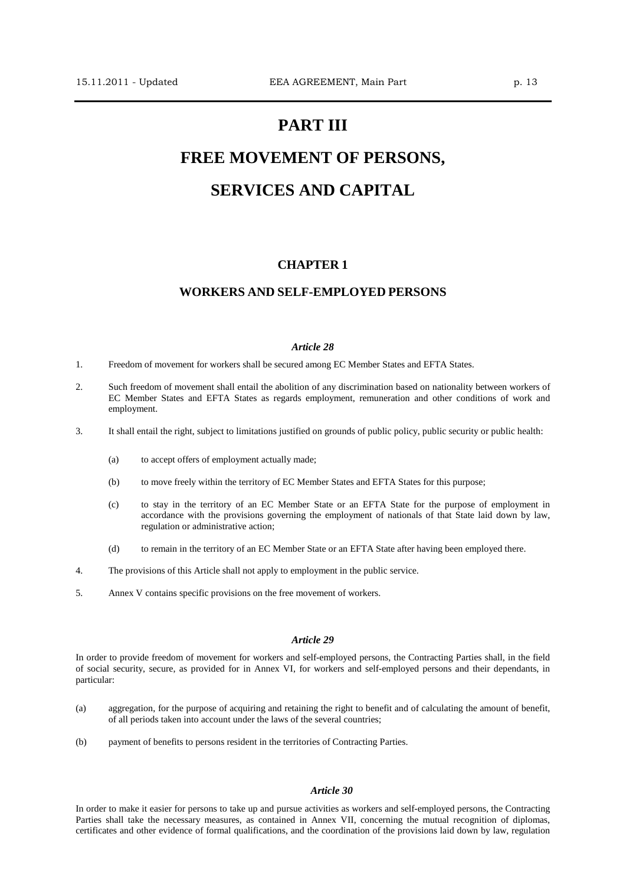# PART III

# FREE MOVEMENT OF PERSONS, SERVICES AND CAPITAL

## CHAPTER 1

## WORKERS AND SELF-EMPLOYED PERSONS

### *Article 28*

1. Freedom of movement for workers shall be secured among EC Member States and EFTA States.

2. Such freedom of movement shall entail the abolition of any discrimination based on nationality between workers of EC Member States and EFTA States as regards employment, remuneration and other conditions of work and employment.

3. It shall entail the right, subject to limitations justified on grounds of public policy, public security or public health:

   (a) to accept offers of employment actually made;

   (b) to move freely within the territory of EC Member States and EFTA States for this purpose;

   (c) to stay in the territory of an EC Member State or an EFTA State for the purpose of employment in accordance with the provisions governing the employment of nationals of that State laid down by law, regulation or administrative action;

   (d) to remain in the territory of an EC Member State or an EFTA State after having been employed there.

4. The provisions of this Article shall not apply to employment in the public service.

5. Annex V contains specific provisions on the free movement of workers.

### *Article 29*

In order to provide freedom of movement for workers and self-employed persons, the Contracting Parties shall, in the field of social security, secure, as provided for in Annex VI, for workers and self-employed persons and their dependants, in particular:

(a) aggregation, for the purpose of acquiring and retaining the right to benefit and of calculating the amount of benefit, of all periods taken into account under the laws of the several countries;

(b) payment of benefits to persons resident in the territories of Contracting Parties.

### *Article 30*

In order to make it easier for persons to take up and pursue activities as workers and self-employed persons, the Contracting Parties shall take the necessary measures, as contained in Annex VII, concerning the mutual recognition of diplomas, certificates and other evidence of formal qualifications, and the coordination of the provisions laid down by law, regulation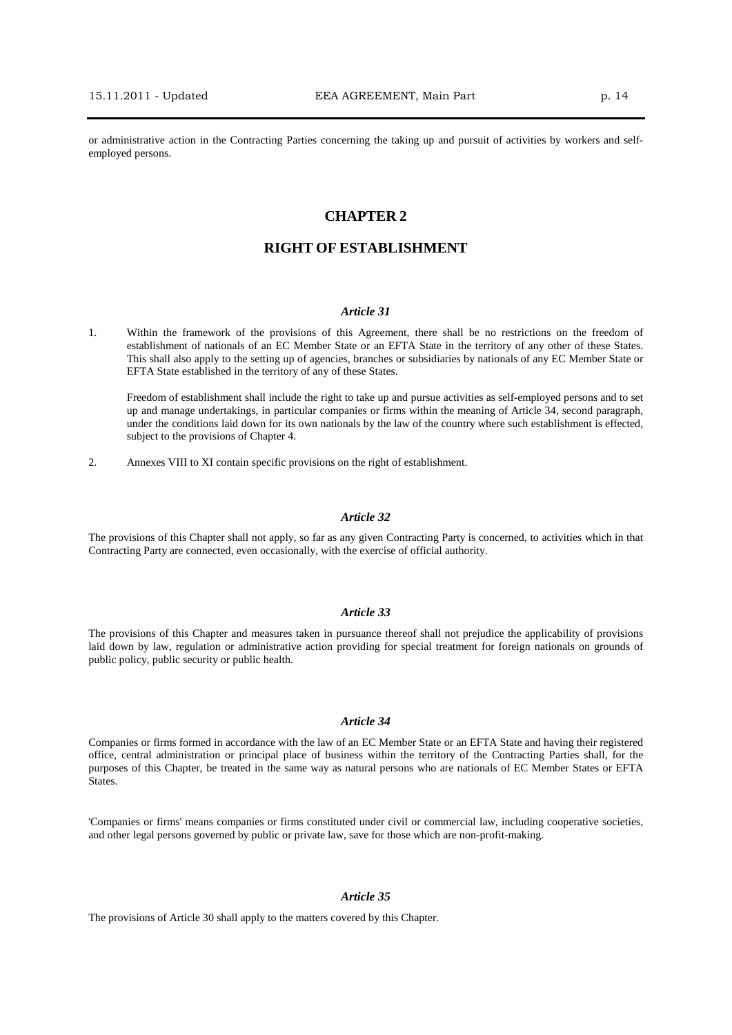or administrative action in the Contracting Parties concerning the taking up and pursuit of activities by workers and self-employed persons.

## CHAPTER 2

## RIGHT OF ESTABLISHMENT

### *Article 31*

1. Within the framework of the provisions of this Agreement, there shall be no restrictions on the freedom of establishment of nationals of an EC Member State or an EFTA State in the territory of any other of these States. This shall also apply to the setting up of agencies, branches or subsidiaries by nationals of any EC Member State or EFTA State established in the territory of any of these States.

   Freedom of establishment shall include the right to take up and pursue activities as self-employed persons and to set up and manage undertakings, in particular companies or firms within the meaning of Article 34, second paragraph, under the conditions laid down for its own nationals by the law of the country where such establishment is effected, subject to the provisions of Chapter 4.

2. Annexes VIII to XI contain specific provisions on the right of establishment.

### *Article 32*

The provisions of this Chapter shall not apply, so far as any given Contracting Party is concerned, to activities which in that Contracting Party are connected, even occasionally, with the exercise of official authority.

### *Article 33*

The provisions of this Chapter and measures taken in pursuance thereof shall not prejudice the applicability of provisions laid down by law, regulation or administrative action providing for special treatment for foreign nationals on grounds of public policy, public security or public health.

### *Article 34*

Companies or firms formed in accordance with the law of an EC Member State or an EFTA State and having their registered office, central administration or principal place of business within the territory of the Contracting Parties shall, for the purposes of this Chapter, be treated in the same way as natural persons who are nationals of EC Member States or EFTA States.

'Companies or firms' means companies or firms constituted under civil or commercial law, including cooperative societies, and other legal persons governed by public or private law, save for those which are non-profit-making.

### *Article 35*

The provisions of Article 30 shall apply to the matters covered by this Chapter.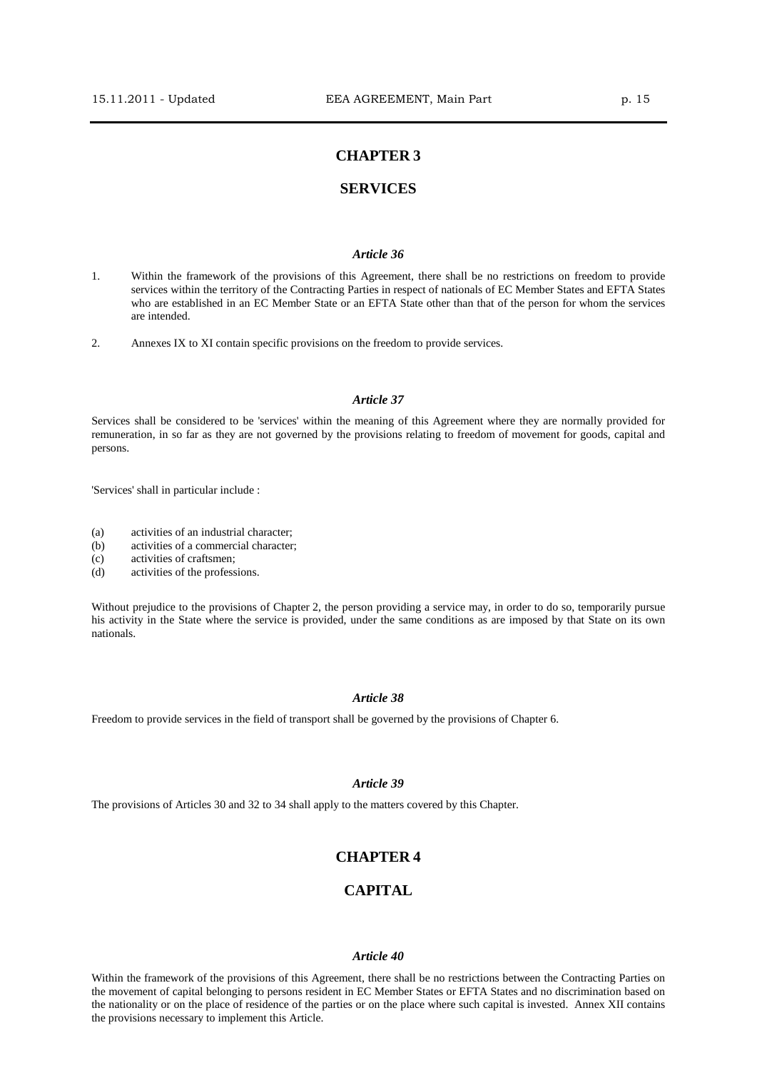## CHAPTER 3

## SERVICES

### *Article 36*

1. Within the framework of the provisions of this Agreement, there shall be no restrictions on freedom to provide services within the territory of the Contracting Parties in respect of nationals of EC Member States and EFTA States who are established in an EC Member State or an EFTA State other than that of the person for whom the services are intended.

2. Annexes IX to XI contain specific provisions on the freedom to provide services.

### *Article 37*

Services shall be considered to be 'services' within the meaning of this Agreement where they are normally provided for remuneration, in so far as they are not governed by the provisions relating to freedom of movement for goods, capital and persons.

'Services' shall in particular include :

(a) activities of an industrial character;
(b) activities of a commercial character;
(c) activities of craftsmen;
(d) activities of the professions.

Without prejudice to the provisions of Chapter 2, the person providing a service may, in order to do so, temporarily pursue his activity in the State where the service is provided, under the same conditions as are imposed by that State on its own nationals.

### *Article 38*

Freedom to provide services in the field of transport shall be governed by the provisions of Chapter 6.

### *Article 39*

The provisions of Articles 30 and 32 to 34 shall apply to the matters covered by this Chapter.

## CHAPTER 4

## CAPITAL

### *Article 40*

Within the framework of the provisions of this Agreement, there shall be no restrictions between the Contracting Parties on the movement of capital belonging to persons resident in EC Member States or EFTA States and no discrimination based on the nationality or on the place of residence of the parties or on the place where such capital is invested. Annex XII contains the provisions necessary to implement this Article.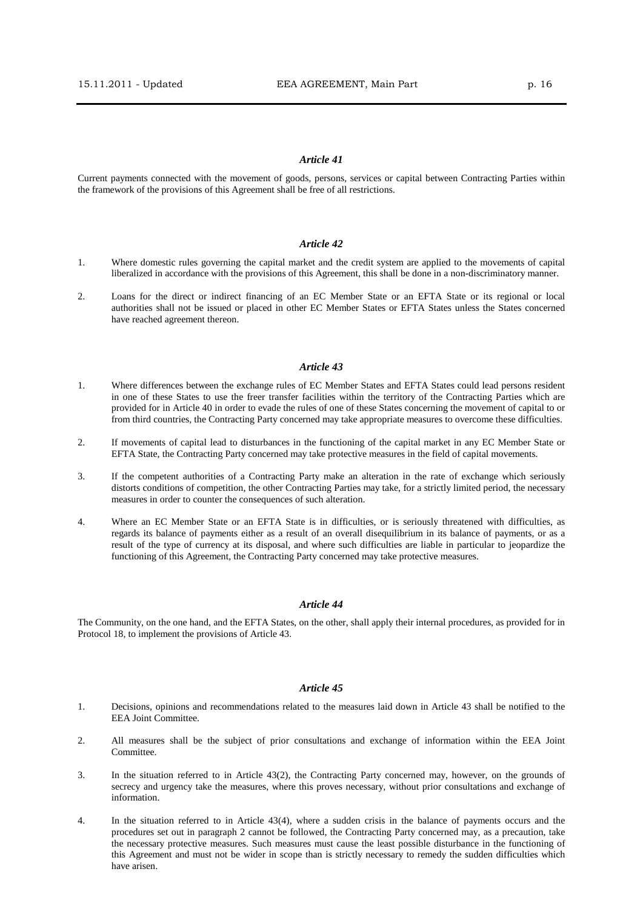### *Article 41*

Current payments connected with the movement of goods, persons, services or capital between Contracting Parties within the framework of the provisions of this Agreement shall be free of all restrictions.

### *Article 42*

1. Where domestic rules governing the capital market and the credit system are applied to the movements of capital liberalized in accordance with the provisions of this Agreement, this shall be done in a non-discriminatory manner.

2. Loans for the direct or indirect financing of an EC Member State or an EFTA State or its regional or local authorities shall not be issued or placed in other EC Member States or EFTA States unless the States concerned have reached agreement thereon.

### *Article 43*

1. Where differences between the exchange rules of EC Member States and EFTA States could lead persons resident in one of these States to use the freer transfer facilities within the territory of the Contracting Parties which are provided for in Article 40 in order to evade the rules of one of these States concerning the movement of capital to or from third countries, the Contracting Party concerned may take appropriate measures to overcome these difficulties.

2. If movements of capital lead to disturbances in the functioning of the capital market in any EC Member State or EFTA State, the Contracting Party concerned may take protective measures in the field of capital movements.

3. If the competent authorities of a Contracting Party make an alteration in the rate of exchange which seriously distorts conditions of competition, the other Contracting Parties may take, for a strictly limited period, the necessary measures in order to counter the consequences of such alteration.

4. Where an EC Member State or an EFTA State is in difficulties, or is seriously threatened with difficulties, as regards its balance of payments either as a result of an overall disequilibrium in its balance of payments, or as a result of the type of currency at its disposal, and where such difficulties are liable in particular to jeopardize the functioning of this Agreement, the Contracting Party concerned may take protective measures.

### *Article 44*

The Community, on the one hand, and the EFTA States, on the other, shall apply their internal procedures, as provided for in Protocol 18, to implement the provisions of Article 43.

### *Article 45*

1. Decisions, opinions and recommendations related to the measures laid down in Article 43 shall be notified to the EEA Joint Committee.

2. All measures shall be the subject of prior consultations and exchange of information within the EEA Joint Committee.

3. In the situation referred to in Article 43(2), the Contracting Party concerned may, however, on the grounds of secrecy and urgency take the measures, where this proves necessary, without prior consultations and exchange of information.

4. In the situation referred to in Article 43(4), where a sudden crisis in the balance of payments occurs and the procedures set out in paragraph 2 cannot be followed, the Contracting Party concerned may, as a precaution, take the necessary protective measures. Such measures must cause the least possible disturbance in the functioning of this Agreement and must not be wider in scope than is strictly necessary to remedy the sudden difficulties which have arisen.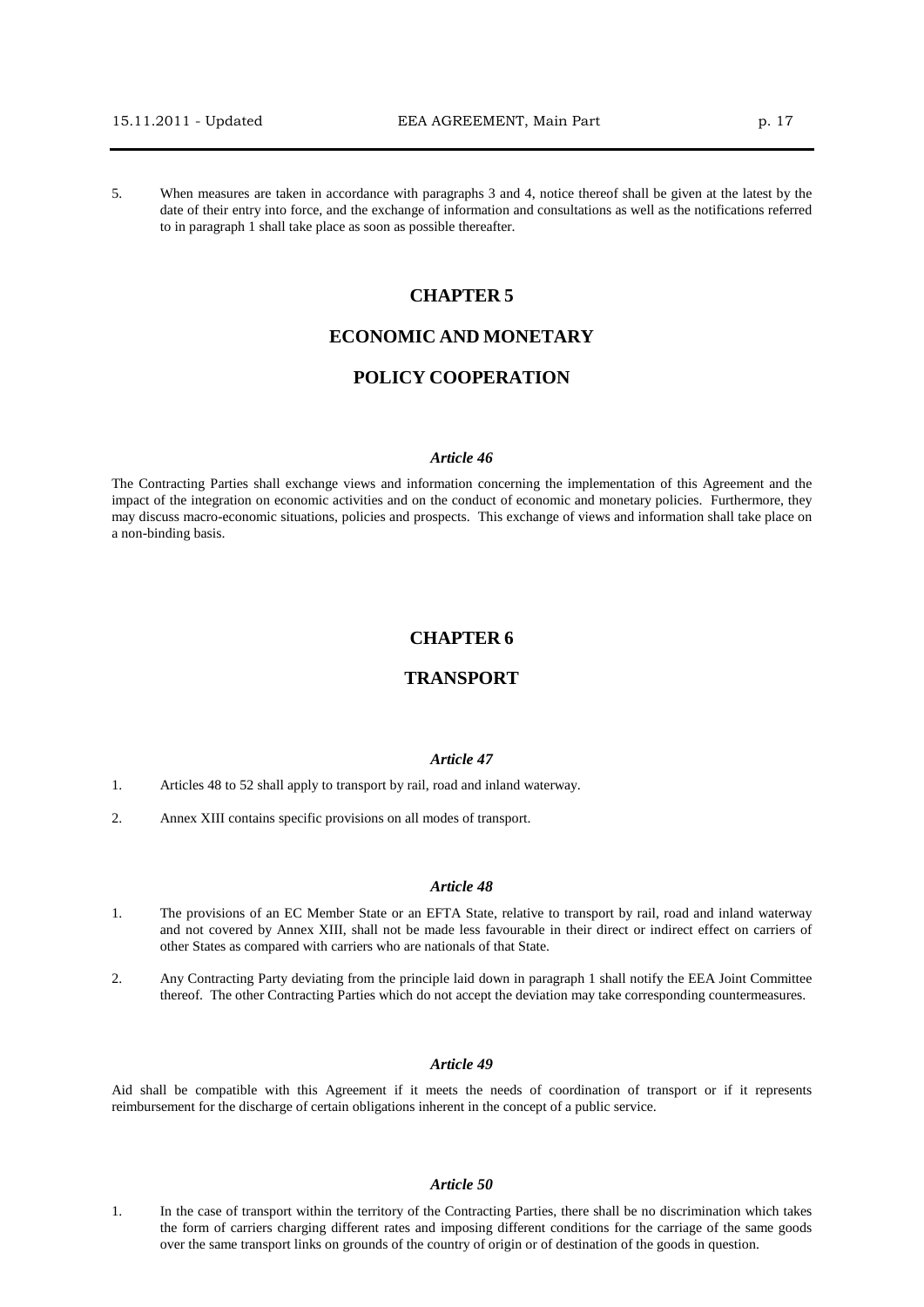5. When measures are taken in accordance with paragraphs 3 and 4, notice thereof shall be given at the latest by the date of their entry into force, and the exchange of information and consultations as well as the notifications referred to in paragraph 1 shall take place as soon as possible thereafter.

# CHAPTER 5

# ECONOMIC AND MONETARY POLICY COOPERATION

### *Article 46*

The Contracting Parties shall exchange views and information concerning the implementation of this Agreement and the impact of the integration on economic activities and on the conduct of economic and monetary policies. Furthermore, they may discuss macro-economic situations, policies and prospects. This exchange of views and information shall take place on a non-binding basis.

# CHAPTER 6

# TRANSPORT

### *Article 47*

1. Articles 48 to 52 shall apply to transport by rail, road and inland waterway.

2. Annex XIII contains specific provisions on all modes of transport.

### *Article 48*

1. The provisions of an EC Member State or an EFTA State, relative to transport by rail, road and inland waterway and not covered by Annex XIII, shall not be made less favourable in their direct or indirect effect on carriers of other States as compared with carriers who are nationals of that State.

2. Any Contracting Party deviating from the principle laid down in paragraph 1 shall notify the EEA Joint Committee thereof. The other Contracting Parties which do not accept the deviation may take corresponding countermeasures.

### *Article 49*

Aid shall be compatible with this Agreement if it meets the needs of coordination of transport or if it represents reimbursement for the discharge of certain obligations inherent in the concept of a public service.

### *Article 50*

1. In the case of transport within the territory of the Contracting Parties, there shall be no discrimination which takes the form of carriers charging different rates and imposing different conditions for the carriage of the same goods over the same transport links on grounds of the country of origin or of destination of the goods in question.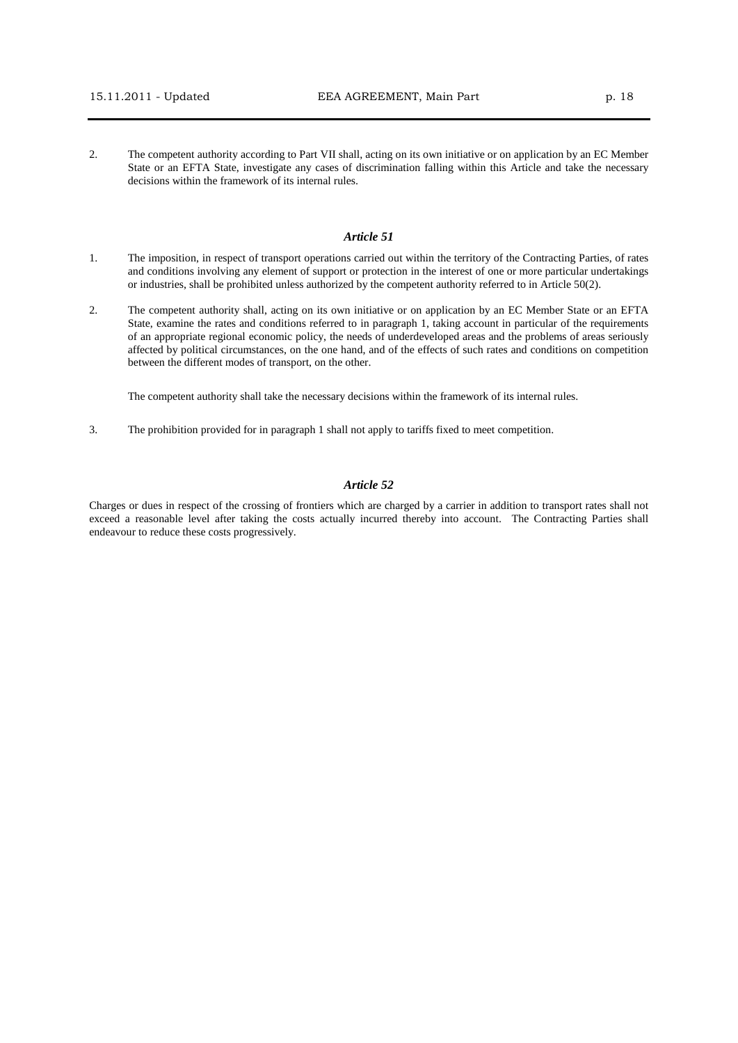2. The competent authority according to Part VII shall, acting on its own initiative or on application by an EC Member State or an EFTA State, investigate any cases of discrimination falling within this Article and take the necessary decisions within the framework of its internal rules.

### *Article 51*

1. The imposition, in respect of transport operations carried out within the territory of the Contracting Parties, of rates and conditions involving any element of support or protection in the interest of one or more particular undertakings or industries, shall be prohibited unless authorized by the competent authority referred to in Article 50(2).

2. The competent authority shall, acting on its own initiative or on application by an EC Member State or an EFTA State, examine the rates and conditions referred to in paragraph 1, taking account in particular of the requirements of an appropriate regional economic policy, the needs of underdeveloped areas and the problems of areas seriously affected by political circumstances, on the one hand, and of the effects of such rates and conditions on competition between the different modes of transport, on the other.

   The competent authority shall take the necessary decisions within the framework of its internal rules.

3. The prohibition provided for in paragraph 1 shall not apply to tariffs fixed to meet competition.

### *Article 52*

Charges or dues in respect of the crossing of frontiers which are charged by a carrier in addition to transport rates shall not exceed a reasonable level after taking the costs actually incurred thereby into account. The Contracting Parties shall endeavour to reduce these costs progressively.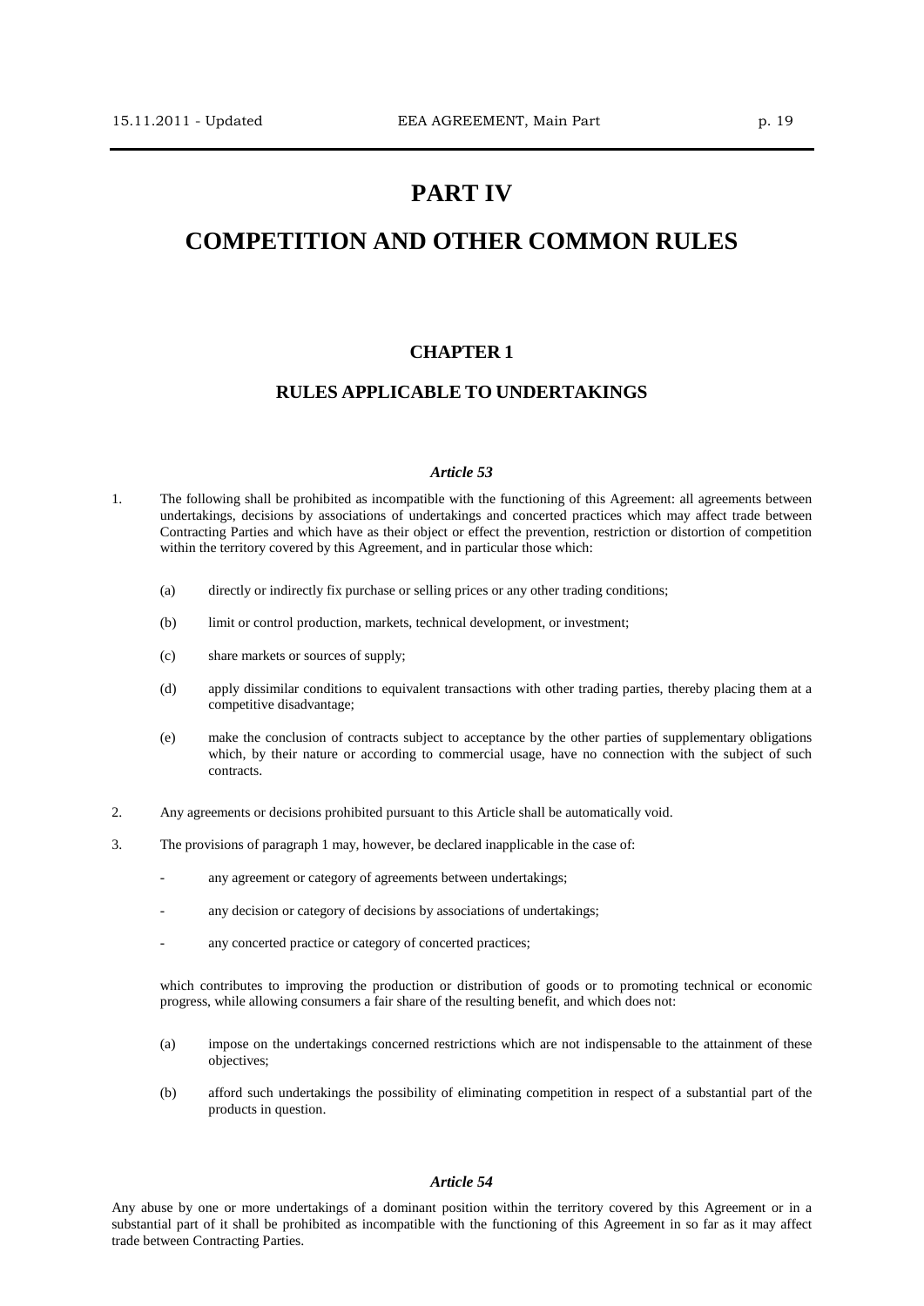# PART IV

# COMPETITION AND OTHER COMMON RULES

## CHAPTER 1

## RULES APPLICABLE TO UNDERTAKINGS

### *Article 53*

1. The following shall be prohibited as incompatible with the functioning of this Agreement: all agreements between undertakings, decisions by associations of undertakings and concerted practices which may affect trade between Contracting Parties and which have as their object or effect the prevention, restriction or distortion of competition within the territory covered by this Agreement, and in particular those which:

   (a) directly or indirectly fix purchase or selling prices or any other trading conditions;

   (b) limit or control production, markets, technical development, or investment;

   (c) share markets or sources of supply;

   (d) apply dissimilar conditions to equivalent transactions with other trading parties, thereby placing them at a competitive disadvantage;

   (e) make the conclusion of contracts subject to acceptance by the other parties of supplementary obligations which, by their nature or according to commercial usage, have no connection with the subject of such contracts.

2. Any agreements or decisions prohibited pursuant to this Article shall be automatically void.

3. The provisions of paragraph 1 may, however, be declared inapplicable in the case of:

   - any agreement or category of agreements between undertakings;
   - any decision or category of decisions by associations of undertakings;
   - any concerted practice or category of concerted practices;

   which contributes to improving the production or distribution of goods or to promoting technical or economic progress, while allowing consumers a fair share of the resulting benefit, and which does not:

   (a) impose on the undertakings concerned restrictions which are not indispensable to the attainment of these objectives;

   (b) afford such undertakings the possibility of eliminating competition in respect of a substantial part of the products in question.

### *Article 54*

Any abuse by one or more undertakings of a dominant position within the territory covered by this Agreement or in a substantial part of it shall be prohibited as incompatible with the functioning of this Agreement in so far as it may affect trade between Contracting Parties.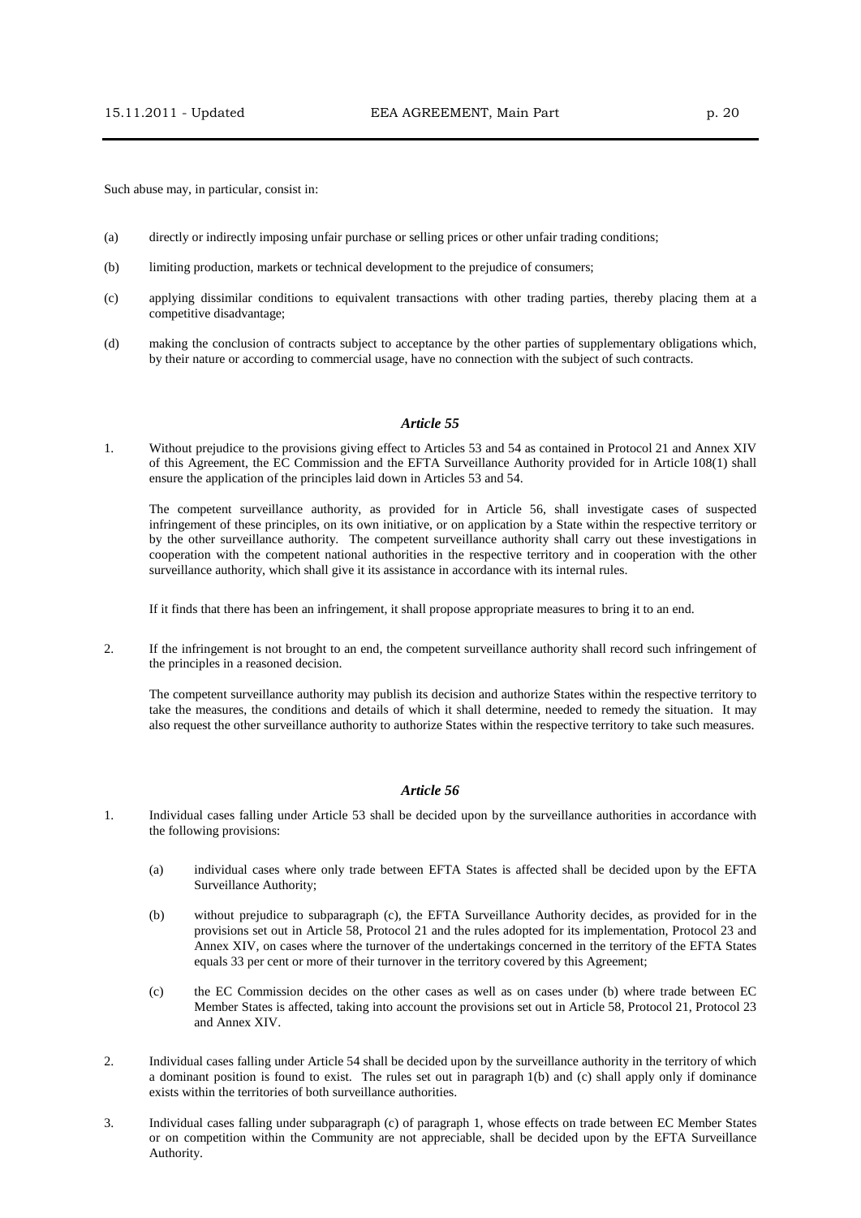Such abuse may, in particular, consist in:

(a) directly or indirectly imposing unfair purchase or selling prices or other unfair trading conditions;

(b) limiting production, markets or technical development to the prejudice of consumers;

(c) applying dissimilar conditions to equivalent transactions with other trading parties, thereby placing them at a competitive disadvantage;

(d) making the conclusion of contracts subject to acceptance by the other parties of supplementary obligations which, by their nature or according to commercial usage, have no connection with the subject of such contracts.

### *Article 55*

1. Without prejudice to the provisions giving effect to Articles 53 and 54 as contained in Protocol 21 and Annex XIV of this Agreement, the EC Commission and the EFTA Surveillance Authority provided for in Article 108(1) shall ensure the application of the principles laid down in Articles 53 and 54.

   The competent surveillance authority, as provided for in Article 56, shall investigate cases of suspected infringement of these principles, on its own initiative, or on application by a State within the respective territory or by the other surveillance authority. The competent surveillance authority shall carry out these investigations in cooperation with the competent national authorities in the respective territory and in cooperation with the other surveillance authority, which shall give it its assistance in accordance with its internal rules.

   If it finds that there has been an infringement, it shall propose appropriate measures to bring it to an end.

2. If the infringement is not brought to an end, the competent surveillance authority shall record such infringement of the principles in a reasoned decision.

   The competent surveillance authority may publish its decision and authorize States within the respective territory to take the measures, the conditions and details of which it shall determine, needed to remedy the situation. It may also request the other surveillance authority to authorize States within the respective territory to take such measures.

### *Article 56*

1. Individual cases falling under Article 53 shall be decided upon by the surveillance authorities in accordance with the following provisions:

   (a) individual cases where only trade between EFTA States is affected shall be decided upon by the EFTA Surveillance Authority;

   (b) without prejudice to subparagraph (c), the EFTA Surveillance Authority decides, as provided for in the provisions set out in Article 58, Protocol 21 and the rules adopted for its implementation, Protocol 23 and Annex XIV, on cases where the turnover of the undertakings concerned in the territory of the EFTA States equals 33 per cent or more of their turnover in the territory covered by this Agreement;

   (c) the EC Commission decides on the other cases as well as on cases under (b) where trade between EC Member States is affected, taking into account the provisions set out in Article 58, Protocol 21, Protocol 23 and Annex XIV.

2. Individual cases falling under Article 54 shall be decided upon by the surveillance authority in the territory of which a dominant position is found to exist. The rules set out in paragraph 1(b) and (c) shall apply only if dominance exists within the territories of both surveillance authorities.

3. Individual cases falling under subparagraph (c) of paragraph 1, whose effects on trade between EC Member States or on competition within the Community are not appreciable, shall be decided upon by the EFTA Surveillance Authority.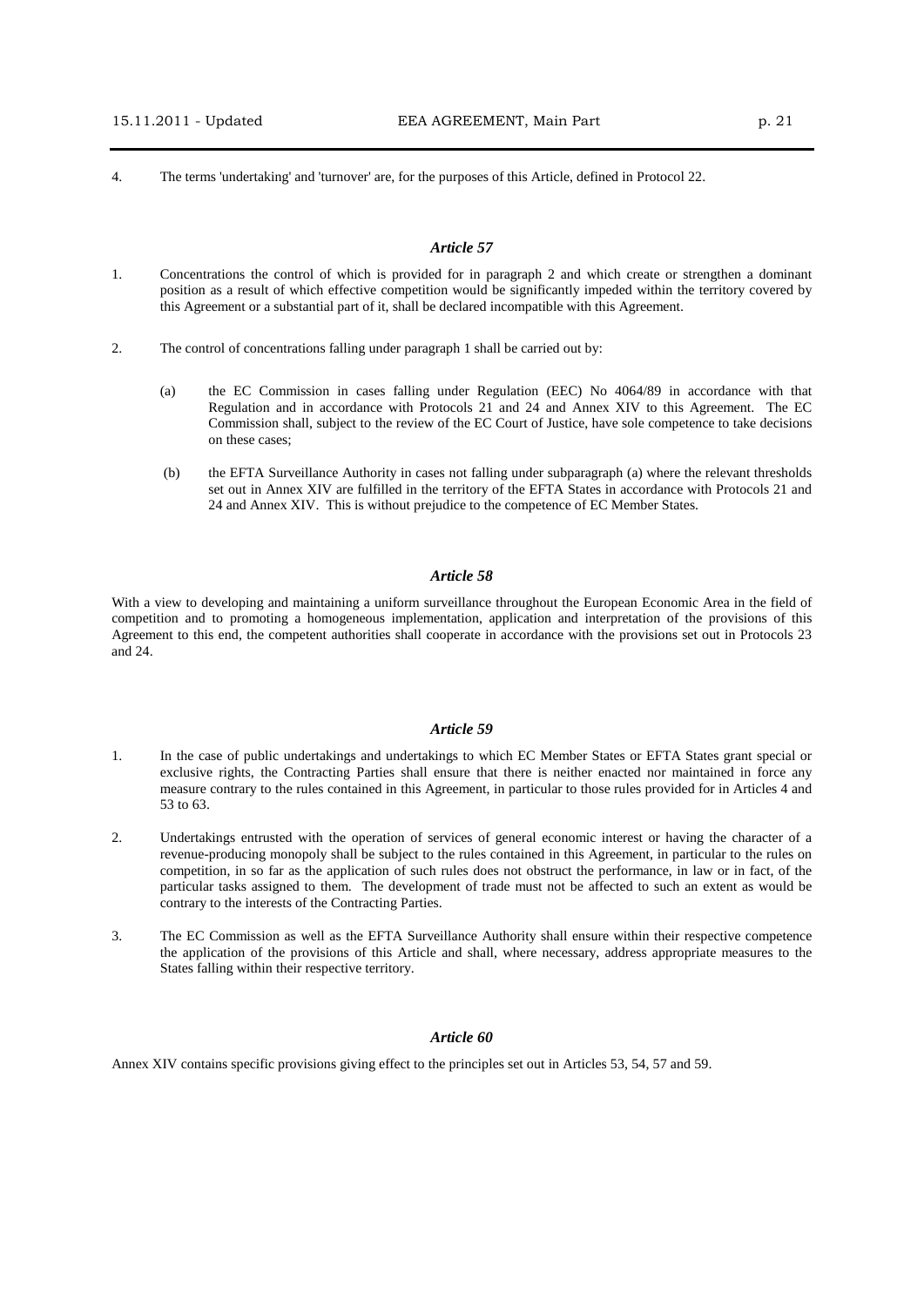4. The terms 'undertaking' and 'turnover' are, for the purposes of this Article, defined in Protocol 22.

### *Article 57*

1. Concentrations the control of which is provided for in paragraph 2 and which create or strengthen a dominant position as a result of which effective competition would be significantly impeded within the territory covered by this Agreement or a substantial part of it, shall be declared incompatible with this Agreement.

2. The control of concentrations falling under paragraph 1 shall be carried out by:

   (a) the EC Commission in cases falling under Regulation (EEC) No 4064/89 in accordance with that Regulation and in accordance with Protocols 21 and 24 and Annex XIV to this Agreement. The EC Commission shall, subject to the review of the EC Court of Justice, have sole competence to take decisions on these cases;

   (b) the EFTA Surveillance Authority in cases not falling under subparagraph (a) where the relevant thresholds set out in Annex XIV are fulfilled in the territory of the EFTA States in accordance with Protocols 21 and 24 and Annex XIV. This is without prejudice to the competence of EC Member States.

### *Article 58*

With a view to developing and maintaining a uniform surveillance throughout the European Economic Area in the field of competition and to promoting a homogeneous implementation, application and interpretation of the provisions of this Agreement to this end, the competent authorities shall cooperate in accordance with the provisions set out in Protocols 23 and 24.

### *Article 59*

1. In the case of public undertakings and undertakings to which EC Member States or EFTA States grant special or exclusive rights, the Contracting Parties shall ensure that there is neither enacted nor maintained in force any measure contrary to the rules contained in this Agreement, in particular to those rules provided for in Articles 4 and 53 to 63.

2. Undertakings entrusted with the operation of services of general economic interest or having the character of a revenue-producing monopoly shall be subject to the rules contained in this Agreement, in particular to the rules on competition, in so far as the application of such rules does not obstruct the performance, in law or in fact, of the particular tasks assigned to them. The development of trade must not be affected to such an extent as would be contrary to the interests of the Contracting Parties.

3. The EC Commission as well as the EFTA Surveillance Authority shall ensure within their respective competence the application of the provisions of this Article and shall, where necessary, address appropriate measures to the States falling within their respective territory.

### *Article 60*

Annex XIV contains specific provisions giving effect to the principles set out in Articles 53, 54, 57 and 59.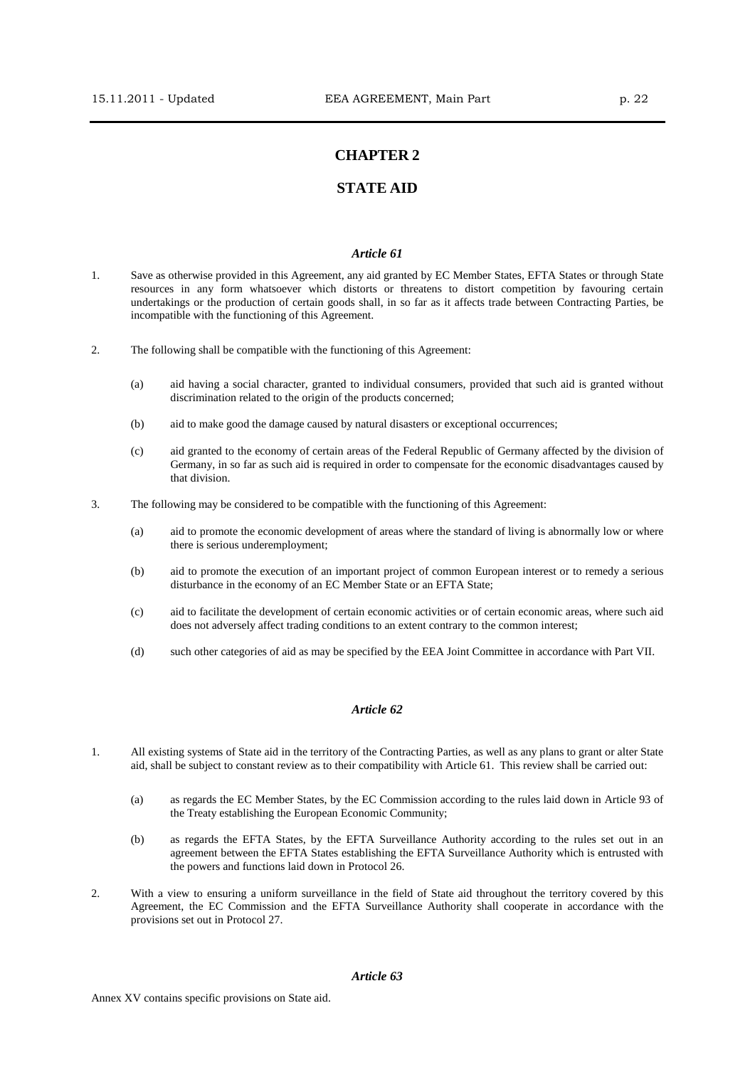# CHAPTER 2

# STATE AID

### *Article 61*

1. Save as otherwise provided in this Agreement, any aid granted by EC Member States, EFTA States or through State resources in any form whatsoever which distorts or threatens to distort competition by favouring certain undertakings or the production of certain goods shall, in so far as it affects trade between Contracting Parties, be incompatible with the functioning of this Agreement.

2. The following shall be compatible with the functioning of this Agreement:

   (a) aid having a social character, granted to individual consumers, provided that such aid is granted without discrimination related to the origin of the products concerned;

   (b) aid to make good the damage caused by natural disasters or exceptional occurrences;

   (c) aid granted to the economy of certain areas of the Federal Republic of Germany affected by the division of Germany, in so far as such aid is required in order to compensate for the economic disadvantages caused by that division.

3. The following may be considered to be compatible with the functioning of this Agreement:

   (a) aid to promote the economic development of areas where the standard of living is abnormally low or where there is serious underemployment;

   (b) aid to promote the execution of an important project of common European interest or to remedy a serious disturbance in the economy of an EC Member State or an EFTA State;

   (c) aid to facilitate the development of certain economic activities or of certain economic areas, where such aid does not adversely affect trading conditions to an extent contrary to the common interest;

   (d) such other categories of aid as may be specified by the EEA Joint Committee in accordance with Part VII.

### *Article 62*

1. All existing systems of State aid in the territory of the Contracting Parties, as well as any plans to grant or alter State aid, shall be subject to constant review as to their compatibility with Article 61. This review shall be carried out:

   (a) as regards the EC Member States, by the EC Commission according to the rules laid down in Article 93 of the Treaty establishing the European Economic Community;

   (b) as regards the EFTA States, by the EFTA Surveillance Authority according to the rules set out in an agreement between the EFTA States establishing the EFTA Surveillance Authority which is entrusted with the powers and functions laid down in Protocol 26.

2. With a view to ensuring a uniform surveillance in the field of State aid throughout the territory covered by this Agreement, the EC Commission and the EFTA Surveillance Authority shall cooperate in accordance with the provisions set out in Protocol 27.

### *Article 63*

Annex XV contains specific provisions on State aid.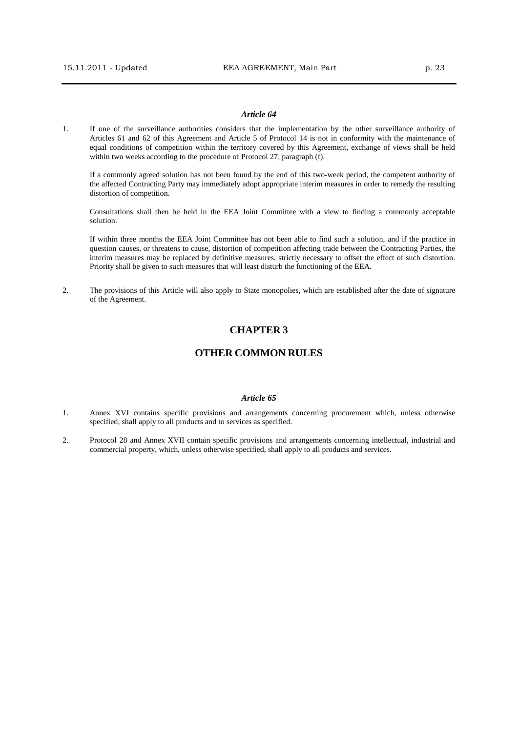### *Article 64*

1. If one of the surveillance authorities considers that the implementation by the other surveillance authority of Articles 61 and 62 of this Agreement and Article 5 of Protocol 14 is not in conformity with the maintenance of equal conditions of competition within the territory covered by this Agreement, exchange of views shall be held within two weeks according to the procedure of Protocol 27, paragraph (f).

   If a commonly agreed solution has not been found by the end of this two-week period, the competent authority of the affected Contracting Party may immediately adopt appropriate interim measures in order to remedy the resulting distortion of competition.

   Consultations shall then be held in the EEA Joint Committee with a view to finding a commonly acceptable solution.

   If within three months the EEA Joint Committee has not been able to find such a solution, and if the practice in question causes, or threatens to cause, distortion of competition affecting trade between the Contracting Parties, the interim measures may be replaced by definitive measures, strictly necessary to offset the effect of such distortion. Priority shall be given to such measures that will least disturb the functioning of the EEA.

2. The provisions of this Article will also apply to State monopolies, which are established after the date of signature of the Agreement.

## CHAPTER 3

## OTHER COMMON RULES

### *Article 65*

1. Annex XVI contains specific provisions and arrangements concerning procurement which, unless otherwise specified, shall apply to all products and to services as specified.

2. Protocol 28 and Annex XVII contain specific provisions and arrangements concerning intellectual, industrial and commercial property, which, unless otherwise specified, shall apply to all products and services.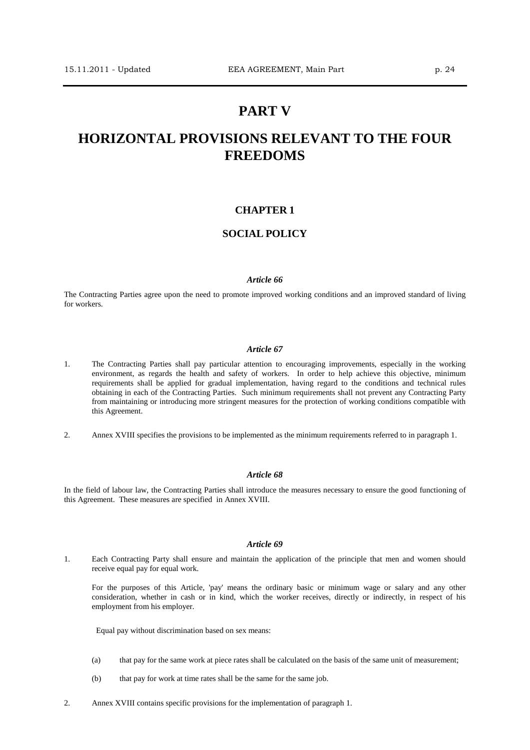# PART V

# HORIZONTAL PROVISIONS RELEVANT TO THE FOUR FREEDOMS

## CHAPTER 1

## SOCIAL POLICY

### *Article 66*

The Contracting Parties agree upon the need to promote improved working conditions and an improved standard of living for workers.

### *Article 67*

1. The Contracting Parties shall pay particular attention to encouraging improvements, especially in the working environment, as regards the health and safety of workers. In order to help achieve this objective, minimum requirements shall be applied for gradual implementation, having regard to the conditions and technical rules obtaining in each of the Contracting Parties. Such minimum requirements shall not prevent any Contracting Party from maintaining or introducing more stringent measures for the protection of working conditions compatible with this Agreement.

2. Annex XVIII specifies the provisions to be implemented as the minimum requirements referred to in paragraph 1.

### *Article 68*

In the field of labour law, the Contracting Parties shall introduce the measures necessary to ensure the good functioning of this Agreement. These measures are specified in Annex XVIII.

### *Article 69*

1. Each Contracting Party shall ensure and maintain the application of the principle that men and women should receive equal pay for equal work.

   For the purposes of this Article, 'pay' means the ordinary basic or minimum wage or salary and any other consideration, whether in cash or in kind, which the worker receives, directly or indirectly, in respect of his employment from his employer.

   Equal pay without discrimination based on sex means:

   (a) that pay for the same work at piece rates shall be calculated on the basis of the same unit of measurement;

   (b) that pay for work at time rates shall be the same for the same job.

2. Annex XVIII contains specific provisions for the implementation of paragraph 1.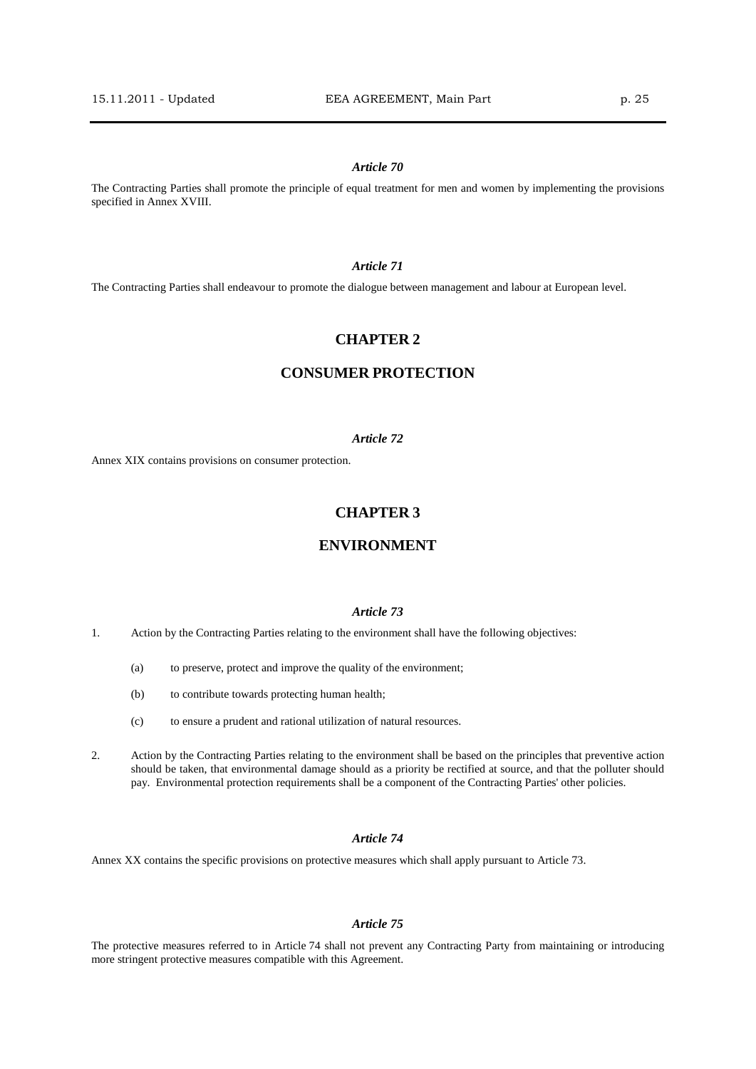*Article 70*

The Contracting Parties shall promote the principle of equal treatment for men and women by implementing the provisions specified in Annex XVIII.

*Article 71*

The Contracting Parties shall endeavour to promote the dialogue between management and labour at European level.

## CHAPTER 2

## CONSUMER PROTECTION

*Article 72*

Annex XIX contains provisions on consumer protection.

## CHAPTER 3

## ENVIRONMENT

*Article 73*

1. Action by the Contracting Parties relating to the environment shall have the following objectives:

   (a) to preserve, protect and improve the quality of the environment;

   (b) to contribute towards protecting human health;

   (c) to ensure a prudent and rational utilization of natural resources.

2. Action by the Contracting Parties relating to the environment shall be based on the principles that preventive action should be taken, that environmental damage should as a priority be rectified at source, and that the polluter should pay. Environmental protection requirements shall be a component of the Contracting Parties' other policies.

*Article 74*

Annex XX contains the specific provisions on protective measures which shall apply pursuant to Article 73.

*Article 75*

The protective measures referred to in Article 74 shall not prevent any Contracting Party from maintaining or introducing more stringent protective measures compatible with this Agreement.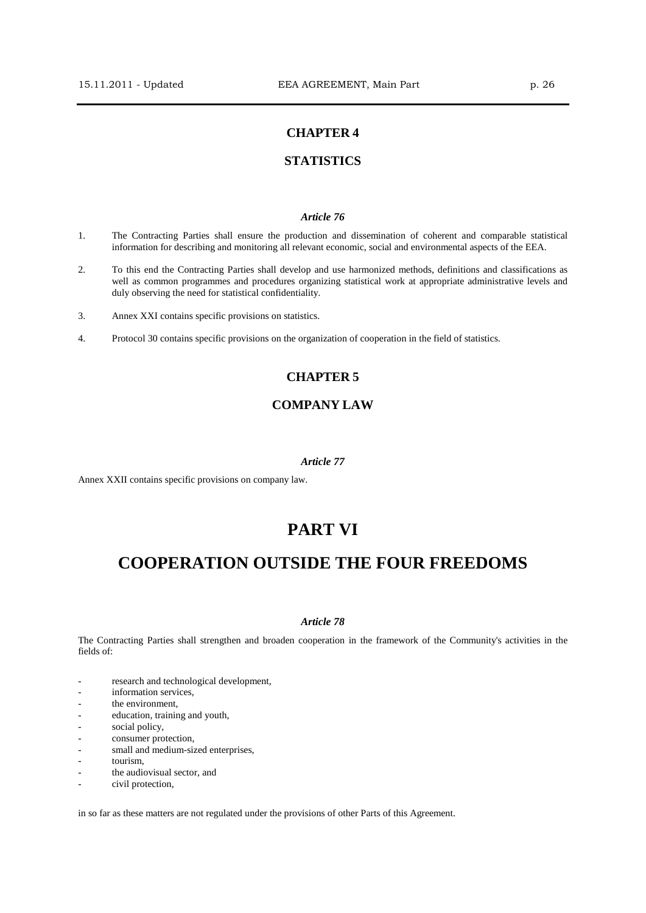## CHAPTER 4

## STATISTICS

*Article 76*

1. The Contracting Parties shall ensure the production and dissemination of coherent and comparable statistical information for describing and monitoring all relevant economic, social and environmental aspects of the EEA.

2. To this end the Contracting Parties shall develop and use harmonized methods, definitions and classifications as well as common programmes and procedures organizing statistical work at appropriate administrative levels and duly observing the need for statistical confidentiality.

3. Annex XXI contains specific provisions on statistics.

4. Protocol 30 contains specific provisions on the organization of cooperation in the field of statistics.

## CHAPTER 5

## COMPANY LAW

*Article 77*

Annex XXII contains specific provisions on company law.

# PART VI

# COOPERATION OUTSIDE THE FOUR FREEDOMS

*Article 78*

The Contracting Parties shall strengthen and broaden cooperation in the framework of the Community's activities in the fields of:

- research and technological development,
- information services,
- the environment,
- education, training and youth,
- social policy,
- consumer protection,
- small and medium-sized enterprises,
- tourism,
- the audiovisual sector, and
- civil protection,

in so far as these matters are not regulated under the provisions of other Parts of this Agreement.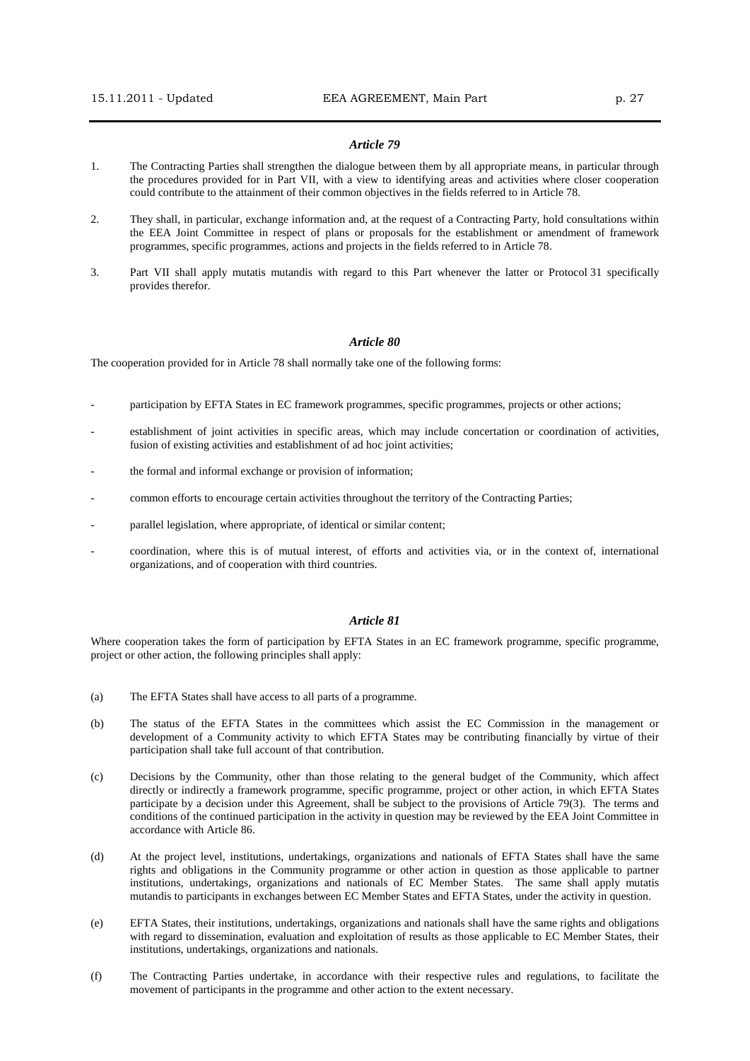### *Article 79*

1. The Contracting Parties shall strengthen the dialogue between them by all appropriate means, in particular through the procedures provided for in Part VII, with a view to identifying areas and activities where closer cooperation could contribute to the attainment of their common objectives in the fields referred to in Article 78.

2. They shall, in particular, exchange information and, at the request of a Contracting Party, hold consultations within the EEA Joint Committee in respect of plans or proposals for the establishment or amendment of framework programmes, specific programmes, actions and projects in the fields referred to in Article 78.

3. Part VII shall apply mutatis mutandis with regard to this Part whenever the latter or Protocol 31 specifically provides therefor.

### *Article 80*

The cooperation provided for in Article 78 shall normally take one of the following forms:

- participation by EFTA States in EC framework programmes, specific programmes, projects or other actions;
- establishment of joint activities in specific areas, which may include concertation or coordination of activities, fusion of existing activities and establishment of ad hoc joint activities;
- the formal and informal exchange or provision of information;
- common efforts to encourage certain activities throughout the territory of the Contracting Parties;
- parallel legislation, where appropriate, of identical or similar content;
- coordination, where this is of mutual interest, of efforts and activities via, or in the context of, international organizations, and of cooperation with third countries.

### *Article 81*

Where cooperation takes the form of participation by EFTA States in an EC framework programme, specific programme, project or other action, the following principles shall apply:

(a) The EFTA States shall have access to all parts of a programme.

(b) The status of the EFTA States in the committees which assist the EC Commission in the management or development of a Community activity to which EFTA States may be contributing financially by virtue of their participation shall take full account of that contribution.

(c) Decisions by the Community, other than those relating to the general budget of the Community, which affect directly or indirectly a framework programme, specific programme, project or other action, in which EFTA States participate by a decision under this Agreement, shall be subject to the provisions of Article 79(3). The terms and conditions of the continued participation in the activity in question may be reviewed by the EEA Joint Committee in accordance with Article 86.

(d) At the project level, institutions, undertakings, organizations and nationals of EFTA States shall have the same rights and obligations in the Community programme or other action in question as those applicable to partner institutions, undertakings, organizations and nationals of EC Member States. The same shall apply mutatis mutandis to participants in exchanges between EC Member States and EFTA States, under the activity in question.

(e) EFTA States, their institutions, undertakings, organizations and nationals shall have the same rights and obligations with regard to dissemination, evaluation and exploitation of results as those applicable to EC Member States, their institutions, undertakings, organizations and nationals.

(f) The Contracting Parties undertake, in accordance with their respective rules and regulations, to facilitate the movement of participants in the programme and other action to the extent necessary.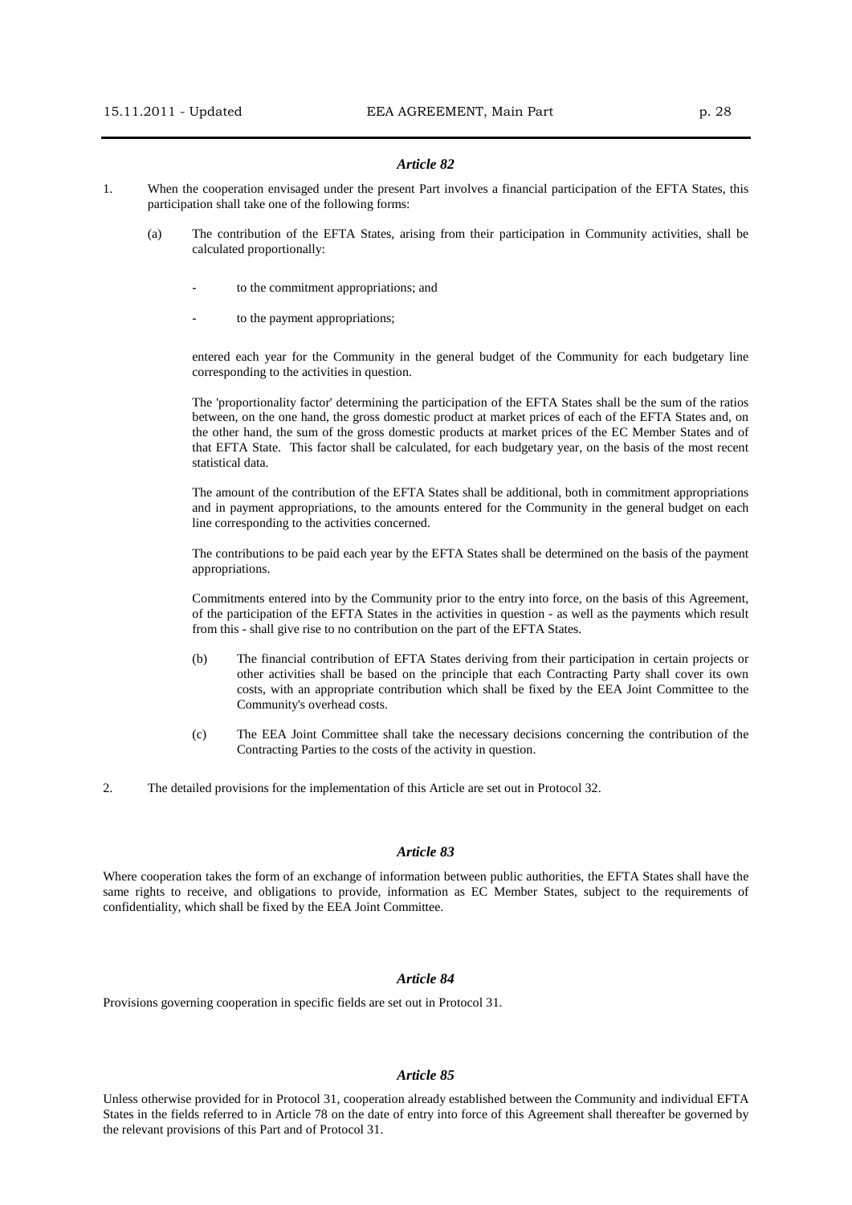### *Article 82*

1. When the cooperation envisaged under the present Part involves a financial participation of the EFTA States, this participation shall take one of the following forms:

   (a) The contribution of the EFTA States, arising from their participation in Community activities, shall be calculated proportionally:

   - to the commitment appropriations; and

   - to the payment appropriations;

   entered each year for the Community in the general budget of the Community for each budgetary line corresponding to the activities in question.

   The 'proportionality factor' determining the participation of the EFTA States shall be the sum of the ratios between, on the one hand, the gross domestic product at market prices of each of the EFTA States and, on the other hand, the sum of the gross domestic products at market prices of the EC Member States and of that EFTA State. This factor shall be calculated, for each budgetary year, on the basis of the most recent statistical data.

   The amount of the contribution of the EFTA States shall be additional, both in commitment appropriations and in payment appropriations, to the amounts entered for the Community in the general budget on each line corresponding to the activities concerned.

   The contributions to be paid each year by the EFTA States shall be determined on the basis of the payment appropriations.

   Commitments entered into by the Community prior to the entry into force, on the basis of this Agreement, of the participation of the EFTA States in the activities in question - as well as the payments which result from this - shall give rise to no contribution on the part of the EFTA States.

   (b) The financial contribution of EFTA States deriving from their participation in certain projects or other activities shall be based on the principle that each Contracting Party shall cover its own costs, with an appropriate contribution which shall be fixed by the EEA Joint Committee to the Community's overhead costs.

   (c) The EEA Joint Committee shall take the necessary decisions concerning the contribution of the Contracting Parties to the costs of the activity in question.

2. The detailed provisions for the implementation of this Article are set out in Protocol 32.

### *Article 83*

Where cooperation takes the form of an exchange of information between public authorities, the EFTA States shall have the same rights to receive, and obligations to provide, information as EC Member States, subject to the requirements of confidentiality, which shall be fixed by the EEA Joint Committee.

### *Article 84*

Provisions governing cooperation in specific fields are set out in Protocol 31.

### *Article 85*

Unless otherwise provided for in Protocol 31, cooperation already established between the Community and individual EFTA States in the fields referred to in Article 78 on the date of entry into force of this Agreement shall thereafter be governed by the relevant provisions of this Part and of Protocol 31.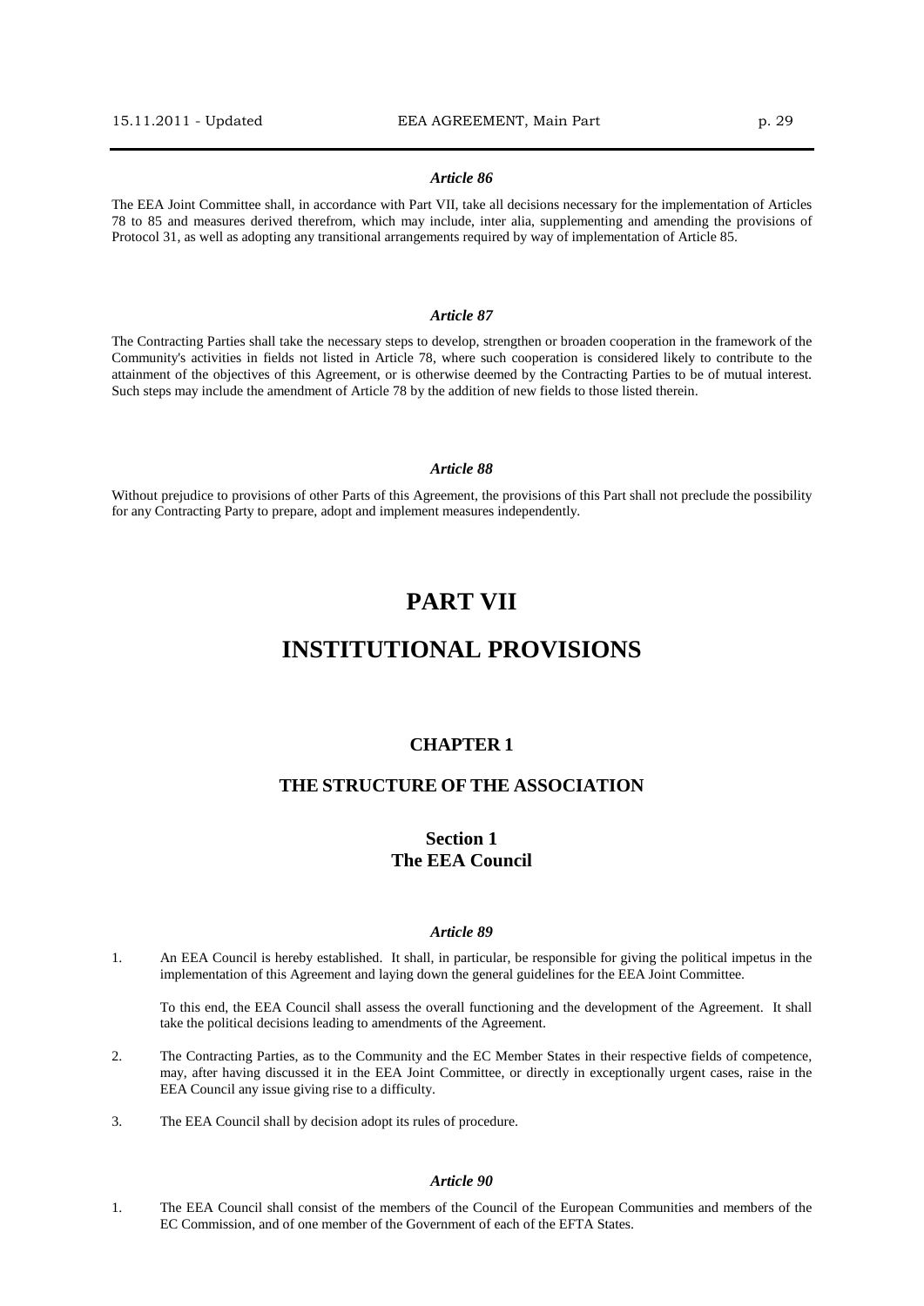### *Article 86*

The EEA Joint Committee shall, in accordance with Part VII, take all decisions necessary for the implementation of Articles 78 to 85 and measures derived therefrom, which may include, inter alia, supplementing and amending the provisions of Protocol 31, as well as adopting any transitional arrangements required by way of implementation of Article 85.

### *Article 87*

The Contracting Parties shall take the necessary steps to develop, strengthen or broaden cooperation in the framework of the Community's activities in fields not listed in Article 78, where such cooperation is considered likely to contribute to the attainment of the objectives of this Agreement, or is otherwise deemed by the Contracting Parties to be of mutual interest. Such steps may include the amendment of Article 78 by the addition of new fields to those listed therein.

### *Article 88*

Without prejudice to provisions of other Parts of this Agreement, the provisions of this Part shall not preclude the possibility for any Contracting Party to prepare, adopt and implement measures independently.

# PART VII

# INSTITUTIONAL PROVISIONS

## CHAPTER 1

## THE STRUCTURE OF THE ASSOCIATION

## Section 1
## The EEA Council

### *Article 89*

1. An EEA Council is hereby established. It shall, in particular, be responsible for giving the political impetus in the implementation of this Agreement and laying down the general guidelines for the EEA Joint Committee.

   To this end, the EEA Council shall assess the overall functioning and the development of the Agreement. It shall take the political decisions leading to amendments of the Agreement.

2. The Contracting Parties, as to the Community and the EC Member States in their respective fields of competence, may, after having discussed it in the EEA Joint Committee, or directly in exceptionally urgent cases, raise in the EEA Council any issue giving rise to a difficulty.

3. The EEA Council shall by decision adopt its rules of procedure.

### *Article 90*

1. The EEA Council shall consist of the members of the Council of the European Communities and members of the EC Commission, and of one member of the Government of each of the EFTA States.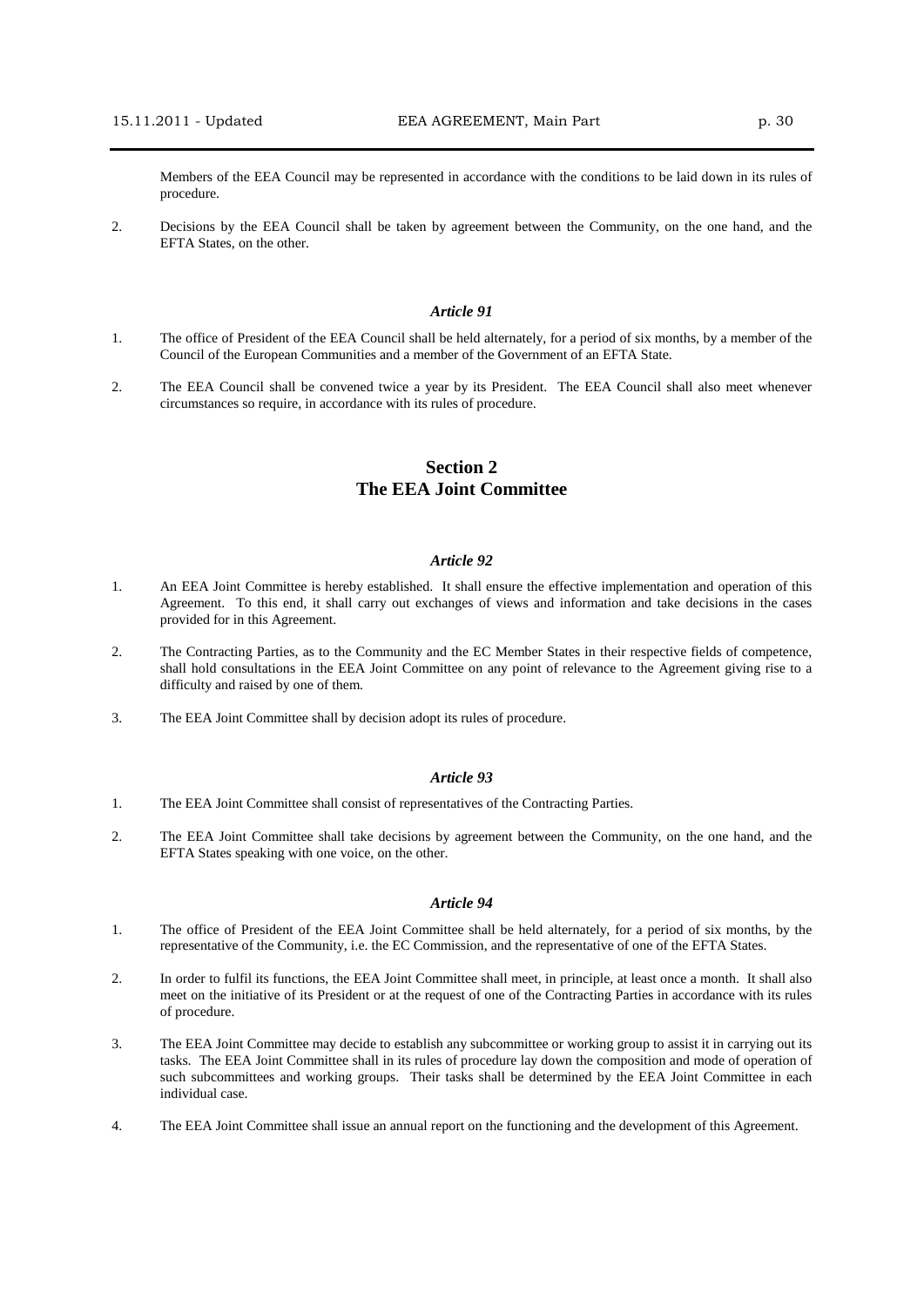Members of the EEA Council may be represented in accordance with the conditions to be laid down in its rules of procedure.

2. Decisions by the EEA Council shall be taken by agreement between the Community, on the one hand, and the EFTA States, on the other.

### *Article 91*

1. The office of President of the EEA Council shall be held alternately, for a period of six months, by a member of the Council of the European Communities and a member of the Government of an EFTA State.

2. The EEA Council shall be convened twice a year by its President. The EEA Council shall also meet whenever circumstances so require, in accordance with its rules of procedure.

## Section 2
## The EEA Joint Committee

### *Article 92*

1. An EEA Joint Committee is hereby established. It shall ensure the effective implementation and operation of this Agreement. To this end, it shall carry out exchanges of views and information and take decisions in the cases provided for in this Agreement.

2. The Contracting Parties, as to the Community and the EC Member States in their respective fields of competence, shall hold consultations in the EEA Joint Committee on any point of relevance to the Agreement giving rise to a difficulty and raised by one of them.

3. The EEA Joint Committee shall by decision adopt its rules of procedure.

### *Article 93*

1. The EEA Joint Committee shall consist of representatives of the Contracting Parties.

2. The EEA Joint Committee shall take decisions by agreement between the Community, on the one hand, and the EFTA States speaking with one voice, on the other.

### *Article 94*

1. The office of President of the EEA Joint Committee shall be held alternately, for a period of six months, by the representative of the Community, i.e. the EC Commission, and the representative of one of the EFTA States.

2. In order to fulfil its functions, the EEA Joint Committee shall meet, in principle, at least once a month. It shall also meet on the initiative of its President or at the request of one of the Contracting Parties in accordance with its rules of procedure.

3. The EEA Joint Committee may decide to establish any subcommittee or working group to assist it in carrying out its tasks. The EEA Joint Committee shall in its rules of procedure lay down the composition and mode of operation of such subcommittees and working groups. Their tasks shall be determined by the EEA Joint Committee in each individual case.

4. The EEA Joint Committee shall issue an annual report on the functioning and the development of this Agreement.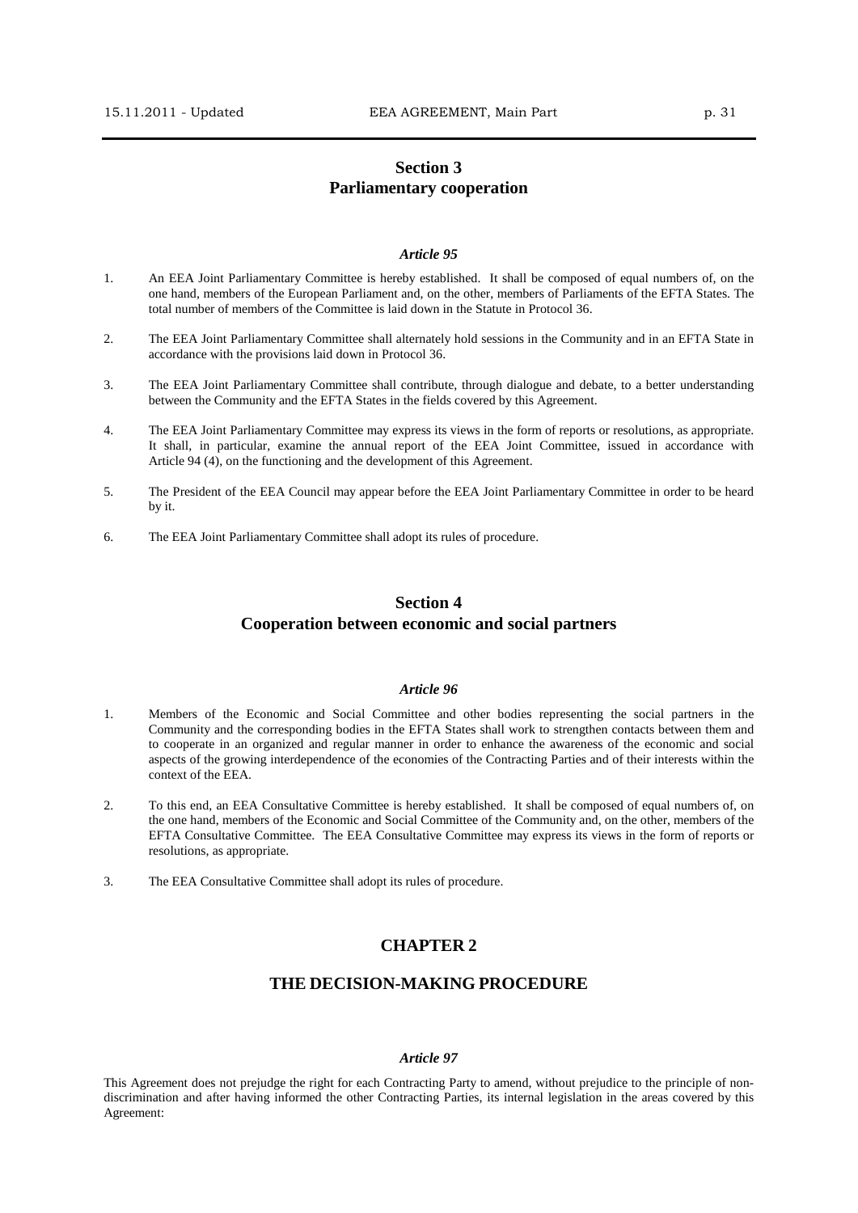## Section 3
## Parliamentary cooperation

### *Article 95*

1. An EEA Joint Parliamentary Committee is hereby established. It shall be composed of equal numbers of, on the one hand, members of the European Parliament and, on the other, members of Parliaments of the EFTA States. The total number of members of the Committee is laid down in the Statute in Protocol 36.

2. The EEA Joint Parliamentary Committee shall alternately hold sessions in the Community and in an EFTA State in accordance with the provisions laid down in Protocol 36.

3. The EEA Joint Parliamentary Committee shall contribute, through dialogue and debate, to a better understanding between the Community and the EFTA States in the fields covered by this Agreement.

4. The EEA Joint Parliamentary Committee may express its views in the form of reports or resolutions, as appropriate. It shall, in particular, examine the annual report of the EEA Joint Committee, issued in accordance with Article 94 (4), on the functioning and the development of this Agreement.

5. The President of the EEA Council may appear before the EEA Joint Parliamentary Committee in order to be heard by it.

6. The EEA Joint Parliamentary Committee shall adopt its rules of procedure.

## Section 4
## Cooperation between economic and social partners

### *Article 96*

1. Members of the Economic and Social Committee and other bodies representing the social partners in the Community and the corresponding bodies in the EFTA States shall work to strengthen contacts between them and to cooperate in an organized and regular manner in order to enhance the awareness of the economic and social aspects of the growing interdependence of the economies of the Contracting Parties and of their interests within the context of the EEA.

2. To this end, an EEA Consultative Committee is hereby established. It shall be composed of equal numbers of, on the one hand, members of the Economic and Social Committee of the Community and, on the other, members of the EFTA Consultative Committee. The EEA Consultative Committee may express its views in the form of reports or resolutions, as appropriate.

3. The EEA Consultative Committee shall adopt its rules of procedure.

# CHAPTER 2

# THE DECISION-MAKING PROCEDURE

### *Article 97*

This Agreement does not prejudge the right for each Contracting Party to amend, without prejudice to the principle of non-discrimination and after having informed the other Contracting Parties, its internal legislation in the areas covered by this Agreement: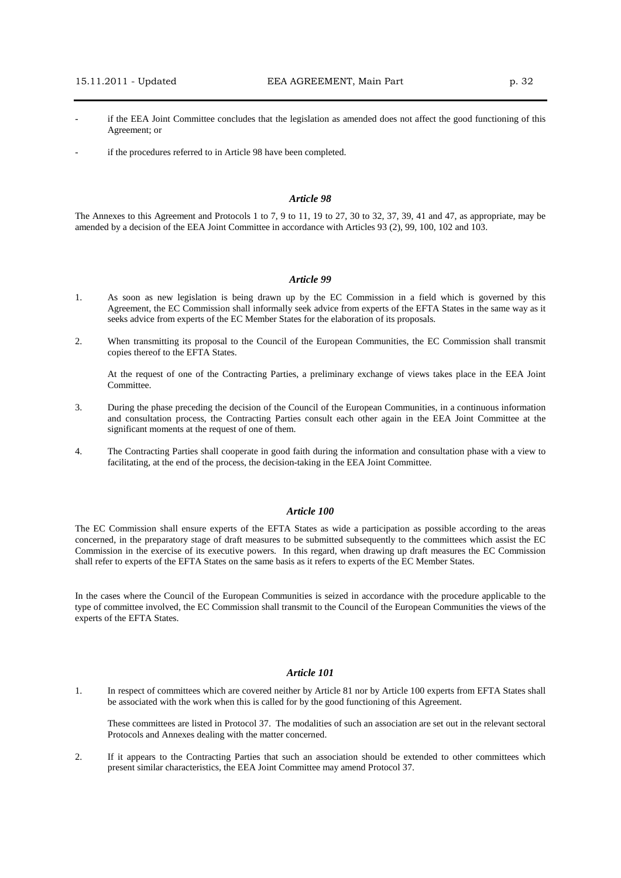- if the EEA Joint Committee concludes that the legislation as amended does not affect the good functioning of this Agreement; or

- if the procedures referred to in Article 98 have been completed.

### *Article 98*

The Annexes to this Agreement and Protocols 1 to 7, 9 to 11, 19 to 27, 30 to 32, 37, 39, 41 and 47, as appropriate, may be amended by a decision of the EEA Joint Committee in accordance with Articles 93 (2), 99, 100, 102 and 103.

### *Article 99*

1. As soon as new legislation is being drawn up by the EC Commission in a field which is governed by this Agreement, the EC Commission shall informally seek advice from experts of the EFTA States in the same way as it seeks advice from experts of the EC Member States for the elaboration of its proposals.

2. When transmitting its proposal to the Council of the European Communities, the EC Commission shall transmit copies thereof to the EFTA States.

   At the request of one of the Contracting Parties, a preliminary exchange of views takes place in the EEA Joint Committee.

3. During the phase preceding the decision of the Council of the European Communities, in a continuous information and consultation process, the Contracting Parties consult each other again in the EEA Joint Committee at the significant moments at the request of one of them.

4. The Contracting Parties shall cooperate in good faith during the information and consultation phase with a view to facilitating, at the end of the process, the decision-taking in the EEA Joint Committee.

### *Article 100*

The EC Commission shall ensure experts of the EFTA States as wide a participation as possible according to the areas concerned, in the preparatory stage of draft measures to be submitted subsequently to the committees which assist the EC Commission in the exercise of its executive powers. In this regard, when drawing up draft measures the EC Commission shall refer to experts of the EFTA States on the same basis as it refers to experts of the EC Member States.

In the cases where the Council of the European Communities is seized in accordance with the procedure applicable to the type of committee involved, the EC Commission shall transmit to the Council of the European Communities the views of the experts of the EFTA States.

### *Article 101*

1. In respect of committees which are covered neither by Article 81 nor by Article 100 experts from EFTA States shall be associated with the work when this is called for by the good functioning of this Agreement.

   These committees are listed in Protocol 37. The modalities of such an association are set out in the relevant sectoral Protocols and Annexes dealing with the matter concerned.

2. If it appears to the Contracting Parties that such an association should be extended to other committees which present similar characteristics, the EEA Joint Committee may amend Protocol 37.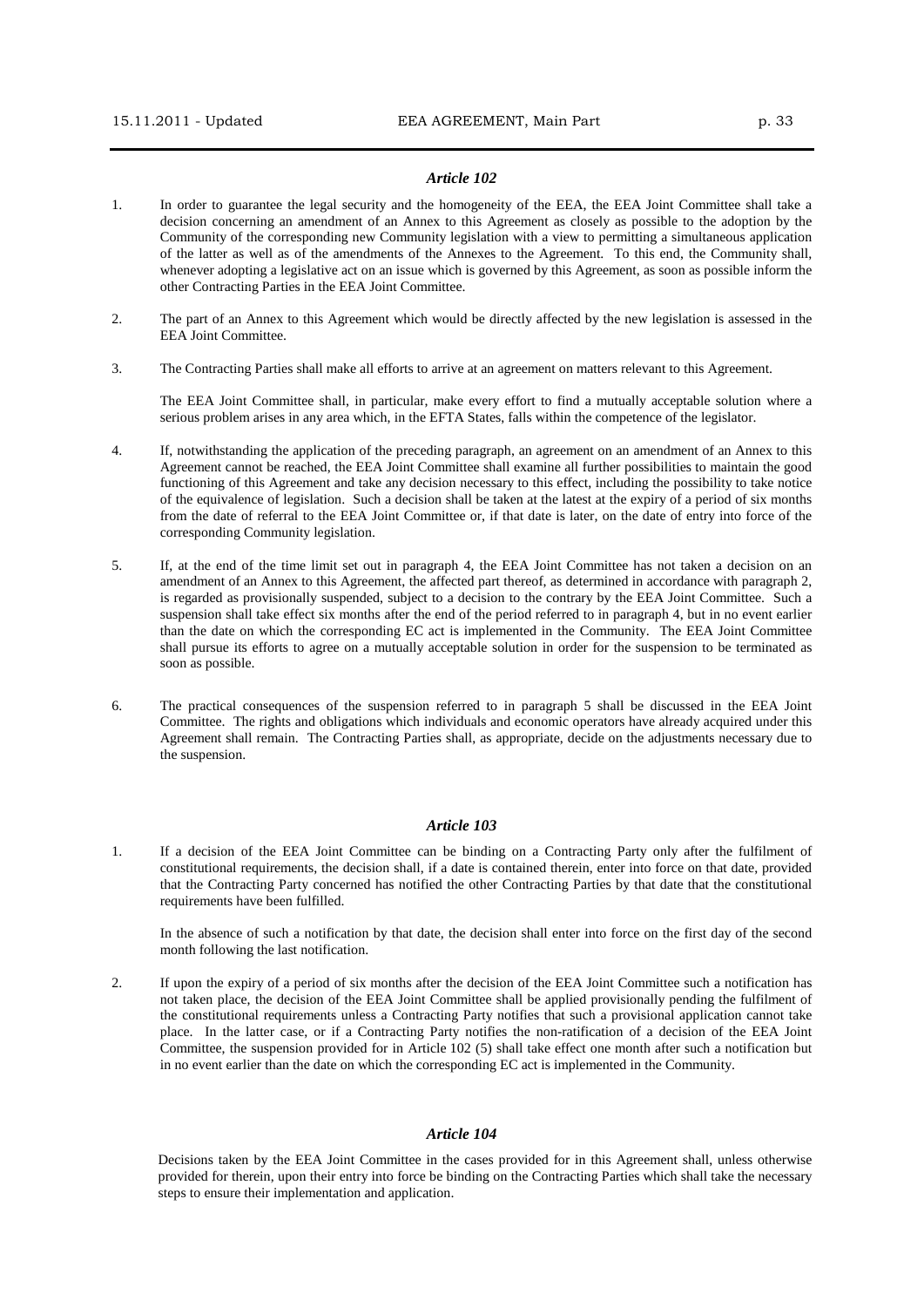### *Article 102*

1. In order to guarantee the legal security and the homogeneity of the EEA, the EEA Joint Committee shall take a decision concerning an amendment of an Annex to this Agreement as closely as possible to the adoption by the Community of the corresponding new Community legislation with a view to permitting a simultaneous application of the latter as well as of the amendments of the Annexes to the Agreement. To this end, the Community shall, whenever adopting a legislative act on an issue which is governed by this Agreement, as soon as possible inform the other Contracting Parties in the EEA Joint Committee.

2. The part of an Annex to this Agreement which would be directly affected by the new legislation is assessed in the EEA Joint Committee.

3. The Contracting Parties shall make all efforts to arrive at an agreement on matters relevant to this Agreement.

   The EEA Joint Committee shall, in particular, make every effort to find a mutually acceptable solution where a serious problem arises in any area which, in the EFTA States, falls within the competence of the legislator.

4. If, notwithstanding the application of the preceding paragraph, an agreement on an amendment of an Annex to this Agreement cannot be reached, the EEA Joint Committee shall examine all further possibilities to maintain the good functioning of this Agreement and take any decision necessary to this effect, including the possibility to take notice of the equivalence of legislation. Such a decision shall be taken at the latest at the expiry of a period of six months from the date of referral to the EEA Joint Committee or, if that date is later, on the date of entry into force of the corresponding Community legislation.

5. If, at the end of the time limit set out in paragraph 4, the EEA Joint Committee has not taken a decision on an amendment of an Annex to this Agreement, the affected part thereof, as determined in accordance with paragraph 2, is regarded as provisionally suspended, subject to a decision to the contrary by the EEA Joint Committee. Such a suspension shall take effect six months after the end of the period referred to in paragraph 4, but in no event earlier than the date on which the corresponding EC act is implemented in the Community. The EEA Joint Committee shall pursue its efforts to agree on a mutually acceptable solution in order for the suspension to be terminated as soon as possible.

6. The practical consequences of the suspension referred to in paragraph 5 shall be discussed in the EEA Joint Committee. The rights and obligations which individuals and economic operators have already acquired under this Agreement shall remain. The Contracting Parties shall, as appropriate, decide on the adjustments necessary due to the suspension.

### *Article 103*

1. If a decision of the EEA Joint Committee can be binding on a Contracting Party only after the fulfilment of constitutional requirements, the decision shall, if a date is contained therein, enter into force on that date, provided that the Contracting Party concerned has notified the other Contracting Parties by that date that the constitutional requirements have been fulfilled.

   In the absence of such a notification by that date, the decision shall enter into force on the first day of the second month following the last notification.

2. If upon the expiry of a period of six months after the decision of the EEA Joint Committee such a notification has not taken place, the decision of the EEA Joint Committee shall be applied provisionally pending the fulfilment of the constitutional requirements unless a Contracting Party notifies that such a provisional application cannot take place. In the latter case, or if a Contracting Party notifies the non-ratification of a decision of the EEA Joint Committee, the suspension provided for in Article 102 (5) shall take effect one month after such a notification but in no event earlier than the date on which the corresponding EC act is implemented in the Community.

### *Article 104*

Decisions taken by the EEA Joint Committee in the cases provided for in this Agreement shall, unless otherwise provided for therein, upon their entry into force be binding on the Contracting Parties which shall take the necessary steps to ensure their implementation and application.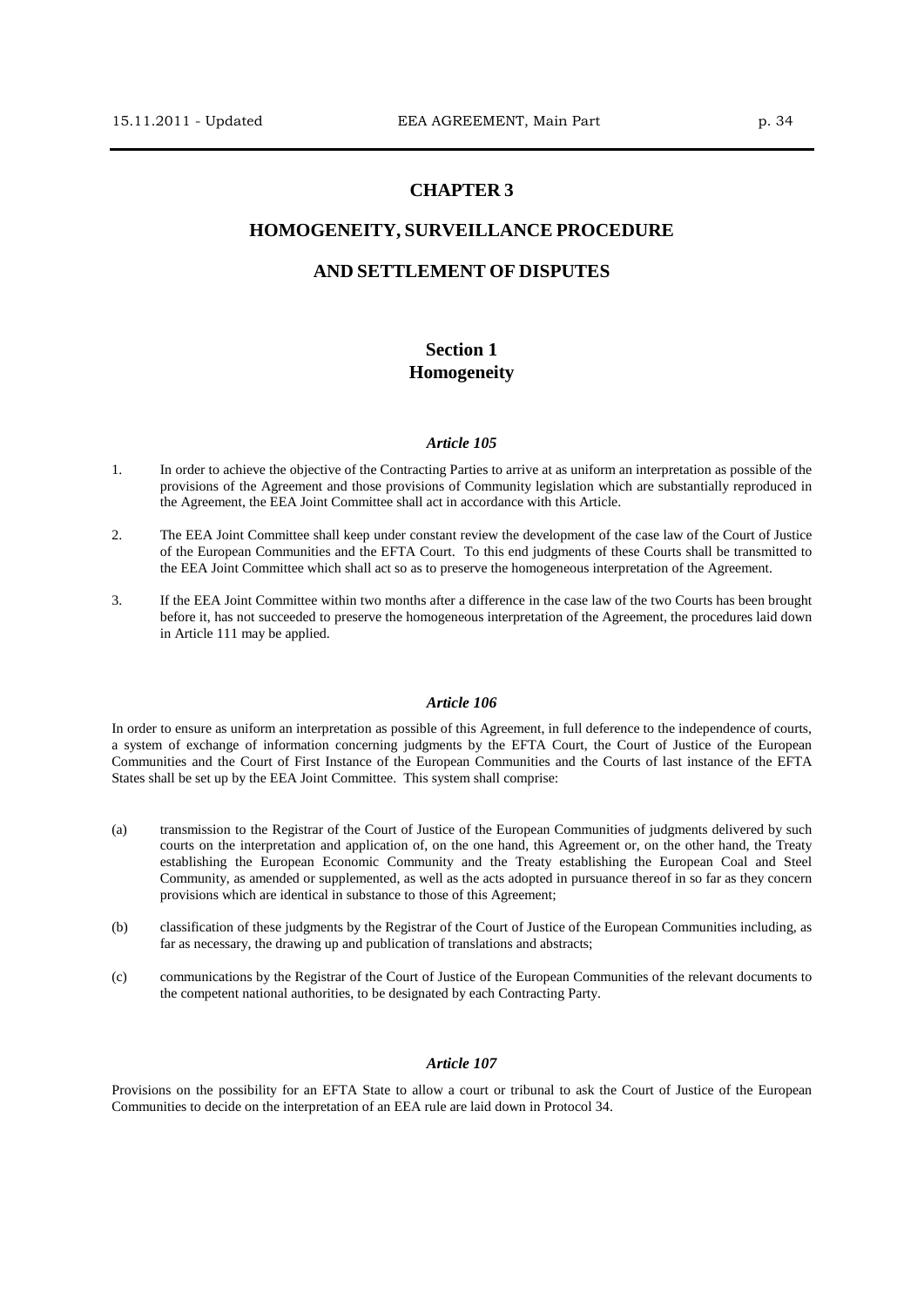# CHAPTER 3

# HOMOGENEITY, SURVEILLANCE PROCEDURE

# AND SETTLEMENT OF DISPUTES

## Section 1
## Homogeneity

### *Article 105*

1. In order to achieve the objective of the Contracting Parties to arrive at as uniform an interpretation as possible of the provisions of the Agreement and those provisions of Community legislation which are substantially reproduced in the Agreement, the EEA Joint Committee shall act in accordance with this Article.

2. The EEA Joint Committee shall keep under constant review the development of the case law of the Court of Justice of the European Communities and the EFTA Court. To this end judgments of these Courts shall be transmitted to the EEA Joint Committee which shall act so as to preserve the homogeneous interpretation of the Agreement.

3. If the EEA Joint Committee within two months after a difference in the case law of the two Courts has been brought before it, has not succeeded to preserve the homogeneous interpretation of the Agreement, the procedures laid down in Article 111 may be applied.

### *Article 106*

In order to ensure as uniform an interpretation as possible of this Agreement, in full deference to the independence of courts, a system of exchange of information concerning judgments by the EFTA Court, the Court of Justice of the European Communities and the Court of First Instance of the European Communities and the Courts of last instance of the EFTA States shall be set up by the EEA Joint Committee. This system shall comprise:

(a) transmission to the Registrar of the Court of Justice of the European Communities of judgments delivered by such courts on the interpretation and application of, on the one hand, this Agreement or, on the other hand, the Treaty establishing the European Economic Community and the Treaty establishing the European Coal and Steel Community, as amended or supplemented, as well as the acts adopted in pursuance thereof in so far as they concern provisions which are identical in substance to those of this Agreement;

(b) classification of these judgments by the Registrar of the Court of Justice of the European Communities including, as far as necessary, the drawing up and publication of translations and abstracts;

(c) communications by the Registrar of the Court of Justice of the European Communities of the relevant documents to the competent national authorities, to be designated by each Contracting Party.

### *Article 107*

Provisions on the possibility for an EFTA State to allow a court or tribunal to ask the Court of Justice of the European Communities to decide on the interpretation of an EEA rule are laid down in Protocol 34.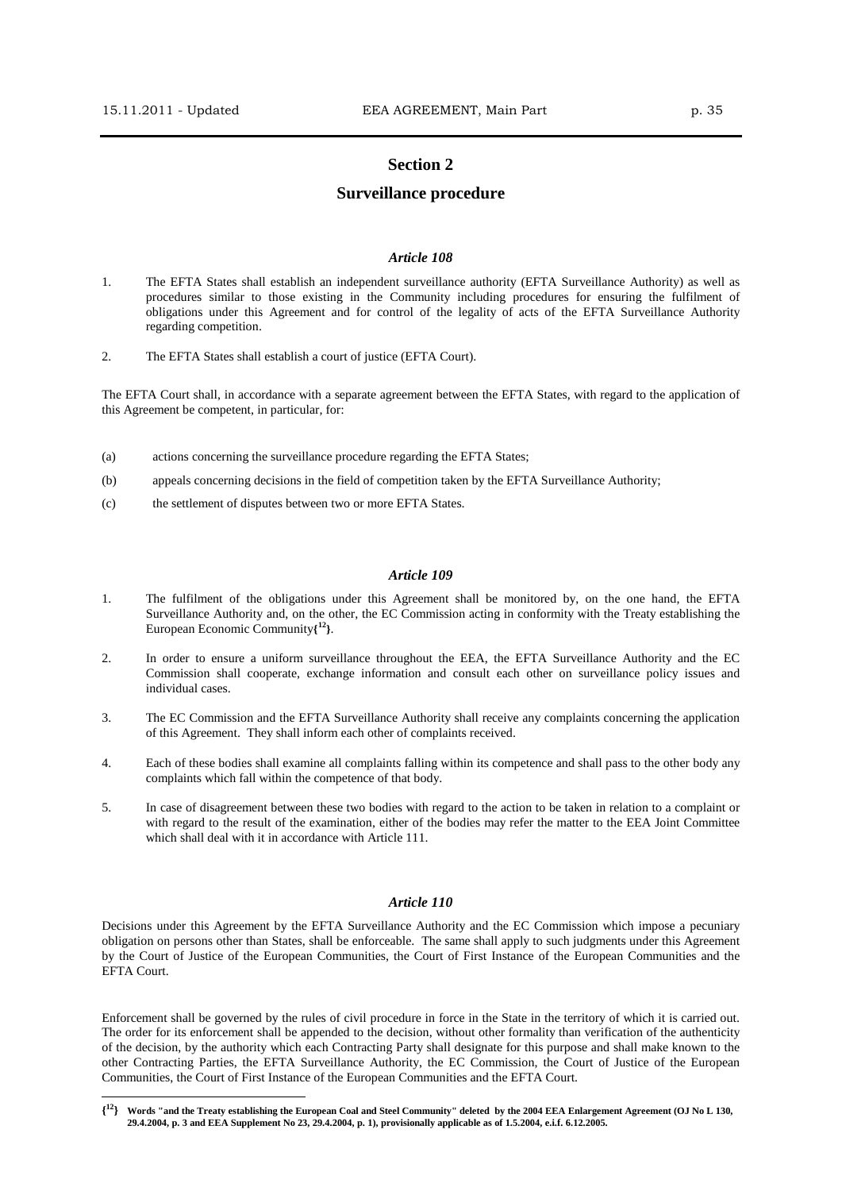## Section 2

## Surveillance procedure

### *Article 108*

1. The EFTA States shall establish an independent surveillance authority (EFTA Surveillance Authority) as well as procedures similar to those existing in the Community including procedures for ensuring the fulfilment of obligations under this Agreement and for control of the legality of acts of the EFTA Surveillance Authority regarding competition.

2. The EFTA States shall establish a court of justice (EFTA Court).

The EFTA Court shall, in accordance with a separate agreement between the EFTA States, with regard to the application of this Agreement be competent, in particular, for:

(a) actions concerning the surveillance procedure regarding the EFTA States;

(b) appeals concerning decisions in the field of competition taken by the EFTA Surveillance Authority;

(c) the settlement of disputes between two or more EFTA States.

### *Article 109*

1. The fulfilment of the obligations under this Agreement shall be monitored by, on the one hand, the EFTA Surveillance Authority and, on the other, the EC Commission acting in conformity with the Treaty establishing the European Economic Community**{[12]}**.

2. In order to ensure a uniform surveillance throughout the EEA, the EFTA Surveillance Authority and the EC Commission shall cooperate, exchange information and consult each other on surveillance policy issues and individual cases.

3. The EC Commission and the EFTA Surveillance Authority shall receive any complaints concerning the application of this Agreement. They shall inform each other of complaints received.

4. Each of these bodies shall examine all complaints falling within its competence and shall pass to the other body any complaints which fall within the competence of that body.

5. In case of disagreement between these two bodies with regard to the action to be taken in relation to a complaint or with regard to the result of the examination, either of the bodies may refer the matter to the EEA Joint Committee which shall deal with it in accordance with Article 111.

### *Article 110*

Decisions under this Agreement by the EFTA Surveillance Authority and the EC Commission which impose a pecuniary obligation on persons other than States, shall be enforceable. The same shall apply to such judgments under this Agreement by the Court of Justice of the European Communities, the Court of First Instance of the European Communities and the EFTA Court.

Enforcement shall be governed by the rules of civil procedure in force in the State in the territory of which it is carried out. The order for its enforcement shall be appended to the decision, without other formality than verification of the authenticity of the decision, by the authority which each Contracting Party shall designate for this purpose and shall make known to the other Contracting Parties, the EFTA Surveillance Authority, the EC Commission, the Court of Justice of the European Communities, the Court of First Instance of the European Communities and the EFTA Court.

---

**{[12]} Words "and the Treaty establishing the European Coal and Steel Community" deleted by the 2004 EEA Enlargement Agreement (OJ No L 130, 29.4.2004, p. 3 and EEA Supplement No 23, 29.4.2004, p. 1), provisionally applicable as of 1.5.2004, e.i.f. 6.12.2005.**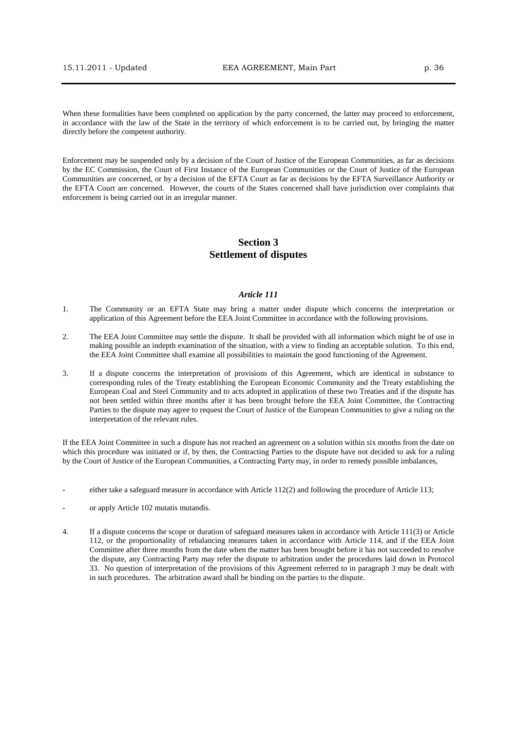When these formalities have been completed on application by the party concerned, the latter may proceed to enforcement, in accordance with the law of the State in the territory of which enforcement is to be carried out, by bringing the matter directly before the competent authority.

Enforcement may be suspended only by a decision of the Court of Justice of the European Communities, as far as decisions by the EC Commission, the Court of First Instance of the European Communities or the Court of Justice of the European Communities are concerned, or by a decision of the EFTA Court as far as decisions by the EFTA Surveillance Authority or the EFTA Court are concerned. However, the courts of the States concerned shall have jurisdiction over complaints that enforcement is being carried out in an irregular manner.

## Section 3
## Settlement of disputes

### *Article 111*

1. The Community or an EFTA State may bring a matter under dispute which concerns the interpretation or application of this Agreement before the EEA Joint Committee in accordance with the following provisions.

2. The EEA Joint Committee may settle the dispute. It shall be provided with all information which might be of use in making possible an indepth examination of the situation, with a view to finding an acceptable solution. To this end, the EEA Joint Committee shall examine all possibilities to maintain the good functioning of the Agreement.

3. If a dispute concerns the interpretation of provisions of this Agreement, which are identical in substance to corresponding rules of the Treaty establishing the European Economic Community and the Treaty establishing the European Coal and Steel Community and to acts adopted in application of these two Treaties and if the dispute has not been settled within three months after it has been brought before the EEA Joint Committee, the Contracting Parties to the dispute may agree to request the Court of Justice of the European Communities to give a ruling on the interpretation of the relevant rules.

If the EEA Joint Committee in such a dispute has not reached an agreement on a solution within six months from the date on which this procedure was initiated or if, by then, the Contracting Parties to the dispute have not decided to ask for a ruling by the Court of Justice of the European Communities, a Contracting Party may, in order to remedy possible imbalances,

- either take a safeguard measure in accordance with Article 112(2) and following the procedure of Article 113;
- or apply Article 102 mutatis mutandis.

4. If a dispute concerns the scope or duration of safeguard measures taken in accordance with Article 111(3) or Article 112, or the proportionality of rebalancing measures taken in accordance with Article 114, and if the EEA Joint Committee after three months from the date when the matter has been brought before it has not succeeded to resolve the dispute, any Contracting Party may refer the dispute to arbitration under the procedures laid down in Protocol 33. No question of interpretation of the provisions of this Agreement referred to in paragraph 3 may be dealt with in such procedures. The arbitration award shall be binding on the parties to the dispute.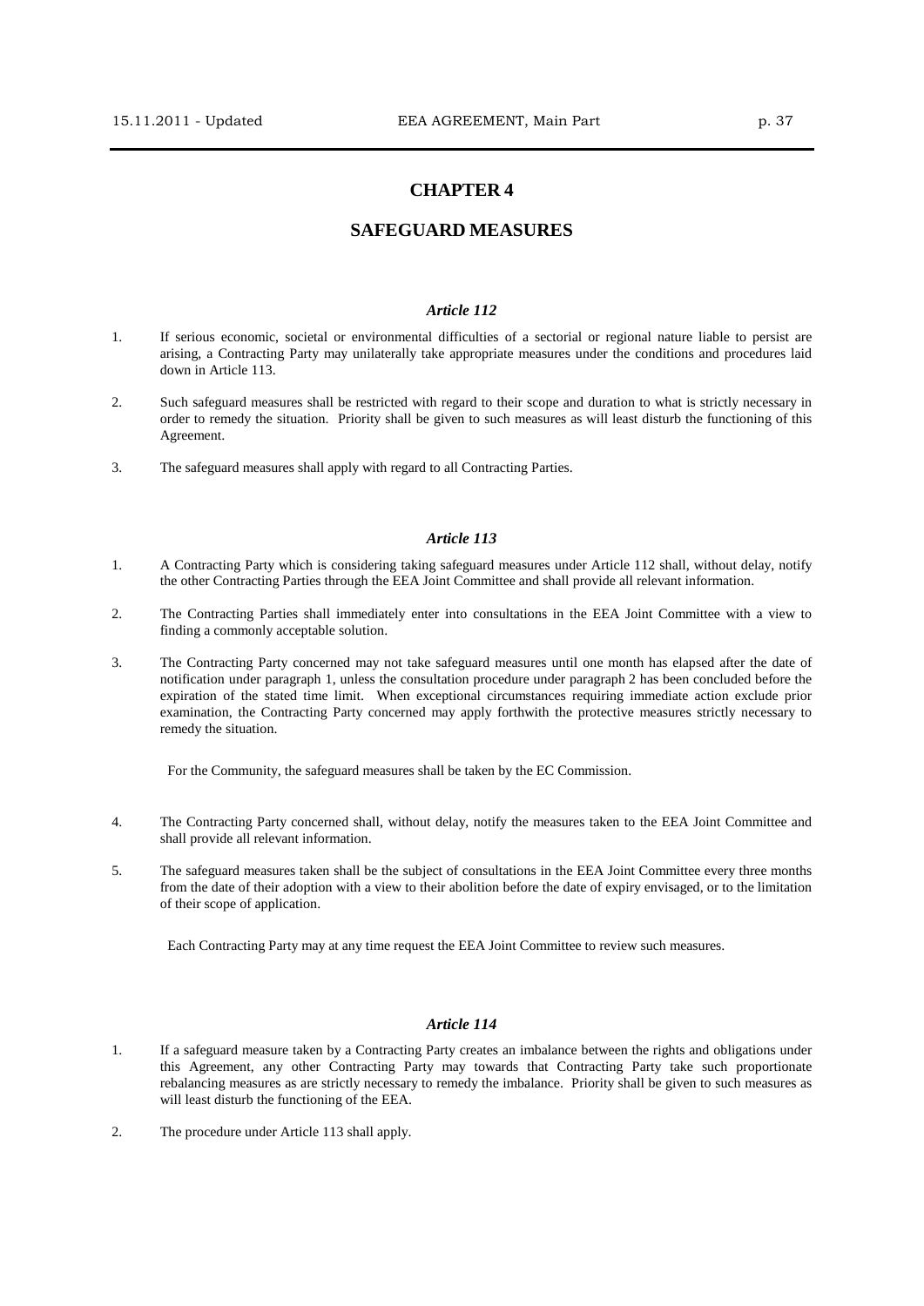# CHAPTER 4

## SAFEGUARD MEASURES

### *Article 112*

1. If serious economic, societal or environmental difficulties of a sectorial or regional nature liable to persist are arising, a Contracting Party may unilaterally take appropriate measures under the conditions and procedures laid down in Article 113.

2. Such safeguard measures shall be restricted with regard to their scope and duration to what is strictly necessary in order to remedy the situation. Priority shall be given to such measures as will least disturb the functioning of this Agreement.

3. The safeguard measures shall apply with regard to all Contracting Parties.

### *Article 113*

1. A Contracting Party which is considering taking safeguard measures under Article 112 shall, without delay, notify the other Contracting Parties through the EEA Joint Committee and shall provide all relevant information.

2. The Contracting Parties shall immediately enter into consultations in the EEA Joint Committee with a view to finding a commonly acceptable solution.

3. The Contracting Party concerned may not take safeguard measures until one month has elapsed after the date of notification under paragraph 1, unless the consultation procedure under paragraph 2 has been concluded before the expiration of the stated time limit. When exceptional circumstances requiring immediate action exclude prior examination, the Contracting Party concerned may apply forthwith the protective measures strictly necessary to remedy the situation.

   For the Community, the safeguard measures shall be taken by the EC Commission.

4. The Contracting Party concerned shall, without delay, notify the measures taken to the EEA Joint Committee and shall provide all relevant information.

5. The safeguard measures taken shall be the subject of consultations in the EEA Joint Committee every three months from the date of their adoption with a view to their abolition before the date of expiry envisaged, or to the limitation of their scope of application.

   Each Contracting Party may at any time request the EEA Joint Committee to review such measures.

### *Article 114*

1. If a safeguard measure taken by a Contracting Party creates an imbalance between the rights and obligations under this Agreement, any other Contracting Party may towards that Contracting Party take such proportionate rebalancing measures as are strictly necessary to remedy the imbalance. Priority shall be given to such measures as will least disturb the functioning of the EEA.

2. The procedure under Article 113 shall apply.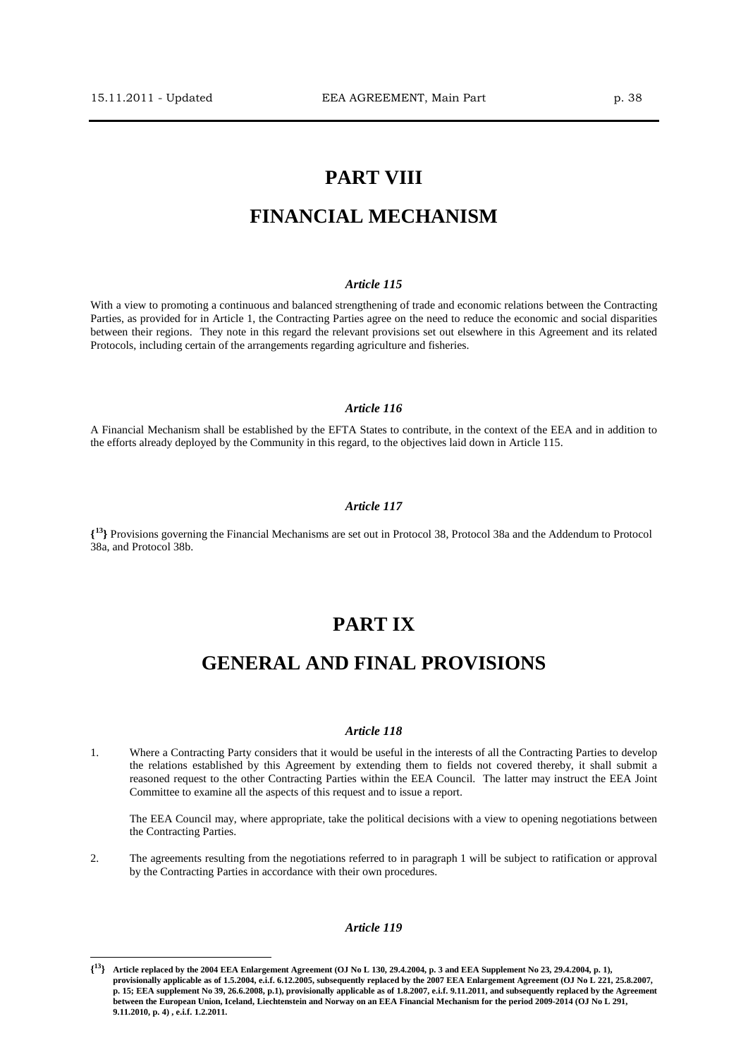# PART VIII

# FINANCIAL MECHANISM

### *Article 115*

With a view to promoting a continuous and balanced strengthening of trade and economic relations between the Contracting Parties, as provided for in Article 1, the Contracting Parties agree on the need to reduce the economic and social disparities between their regions. They note in this regard the relevant provisions set out elsewhere in this Agreement and its related Protocols, including certain of the arrangements regarding agriculture and fisheries.

### *Article 116*

A Financial Mechanism shall be established by the EFTA States to contribute, in the context of the EEA and in addition to the efforts already deployed by the Community in this regard, to the objectives laid down in Article 115.

### *Article 117*

**{[13]}** Provisions governing the Financial Mechanisms are set out in Protocol 38, Protocol 38a and the Addendum to Protocol 38a, and Protocol 38b.

# PART IX

# GENERAL AND FINAL PROVISIONS

### *Article 118*

1. Where a Contracting Party considers that it would be useful in the interests of all the Contracting Parties to develop the relations established by this Agreement by extending them to fields not covered thereby, it shall submit a reasoned request to the other Contracting Parties within the EEA Council. The latter may instruct the EEA Joint Committee to examine all the aspects of this request and to issue a report.

   The EEA Council may, where appropriate, take the political decisions with a view to opening negotiations between the Contracting Parties.

2. The agreements resulting from the negotiations referred to in paragraph 1 will be subject to ratification or approval by the Contracting Parties in accordance with their own procedures.

### *Article 119*

---

**{[13]} Article replaced by the 2004 EEA Enlargement Agreement (OJ No L 130, 29.4.2004, p. 3 and EEA Supplement No 23, 29.4.2004, p. 1), provisionally applicable as of 1.5.2004, e.i.f. 6.12.2005, subsequently replaced by the 2007 EEA Enlargement Agreement (OJ No L 221, 25.8.2007, p. 15; EEA supplement No 39, 26.6.2008, p.1), provisionally applicable as of 1.8.2007, e.i.f. 9.11.2011, and subsequently replaced by the Agreement between the European Union, Iceland, Liechtenstein and Norway on an EEA Financial Mechanism for the period 2009-2014 (OJ No L 291, 9.11.2010, p. 4) , e.i.f. 1.2.2011.**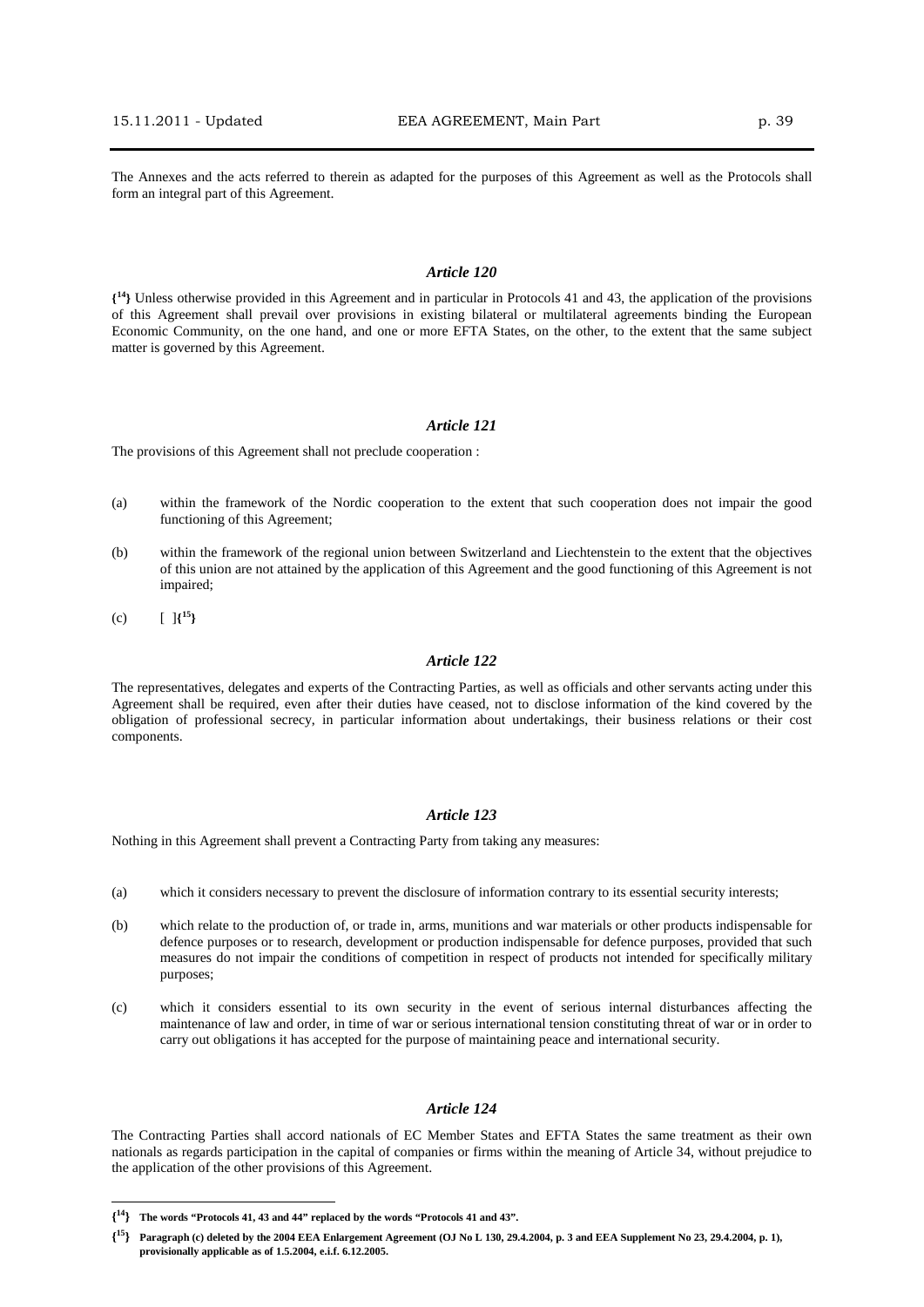The Annexes and the acts referred to therein as adapted for the purposes of this Agreement as well as the Protocols shall form an integral part of this Agreement.

### *Article 120*

{[14]} Unless otherwise provided in this Agreement and in particular in Protocols 41 and 43, the application of the provisions of this Agreement shall prevail over provisions in existing bilateral or multilateral agreements binding the European Economic Community, on the one hand, and one or more EFTA States, on the other, to the extent that the same subject matter is governed by this Agreement.

### *Article 121*

The provisions of this Agreement shall not preclude cooperation :

(a) within the framework of the Nordic cooperation to the extent that such cooperation does not impair the good functioning of this Agreement;

(b) within the framework of the regional union between Switzerland and Liechtenstein to the extent that the objectives of this union are not attained by the application of this Agreement and the good functioning of this Agreement is not impaired;

(c) [ ]{[15]}

### *Article 122*

The representatives, delegates and experts of the Contracting Parties, as well as officials and other servants acting under this Agreement shall be required, even after their duties have ceased, not to disclose information of the kind covered by the obligation of professional secrecy, in particular information about undertakings, their business relations or their cost components.

### *Article 123*

Nothing in this Agreement shall prevent a Contracting Party from taking any measures:

(a) which it considers necessary to prevent the disclosure of information contrary to its essential security interests;

(b) which relate to the production of, or trade in, arms, munitions and war materials or other products indispensable for defence purposes or to research, development or production indispensable for defence purposes, provided that such measures do not impair the conditions of competition in respect of products not intended for specifically military purposes;

(c) which it considers essential to its own security in the event of serious internal disturbances affecting the maintenance of law and order, in time of war or serious international tension constituting threat of war or in order to carry out obligations it has accepted for the purpose of maintaining peace and international security.

### *Article 124*

The Contracting Parties shall accord nationals of EC Member States and EFTA States the same treatment as their own nationals as regards participation in the capital of companies or firms within the meaning of Article 34, without prejudice to the application of the other provisions of this Agreement.

---

**{[14]} The words "Protocols 41, 43 and 44" replaced by the words "Protocols 41 and 43".**

**{[15]} Paragraph (c) deleted by the 2004 EEA Enlargement Agreement (OJ No L 130, 29.4.2004, p. 3 and EEA Supplement No 23, 29.4.2004, p. 1), provisionally applicable as of 1.5.2004, e.i.f. 6.12.2005.**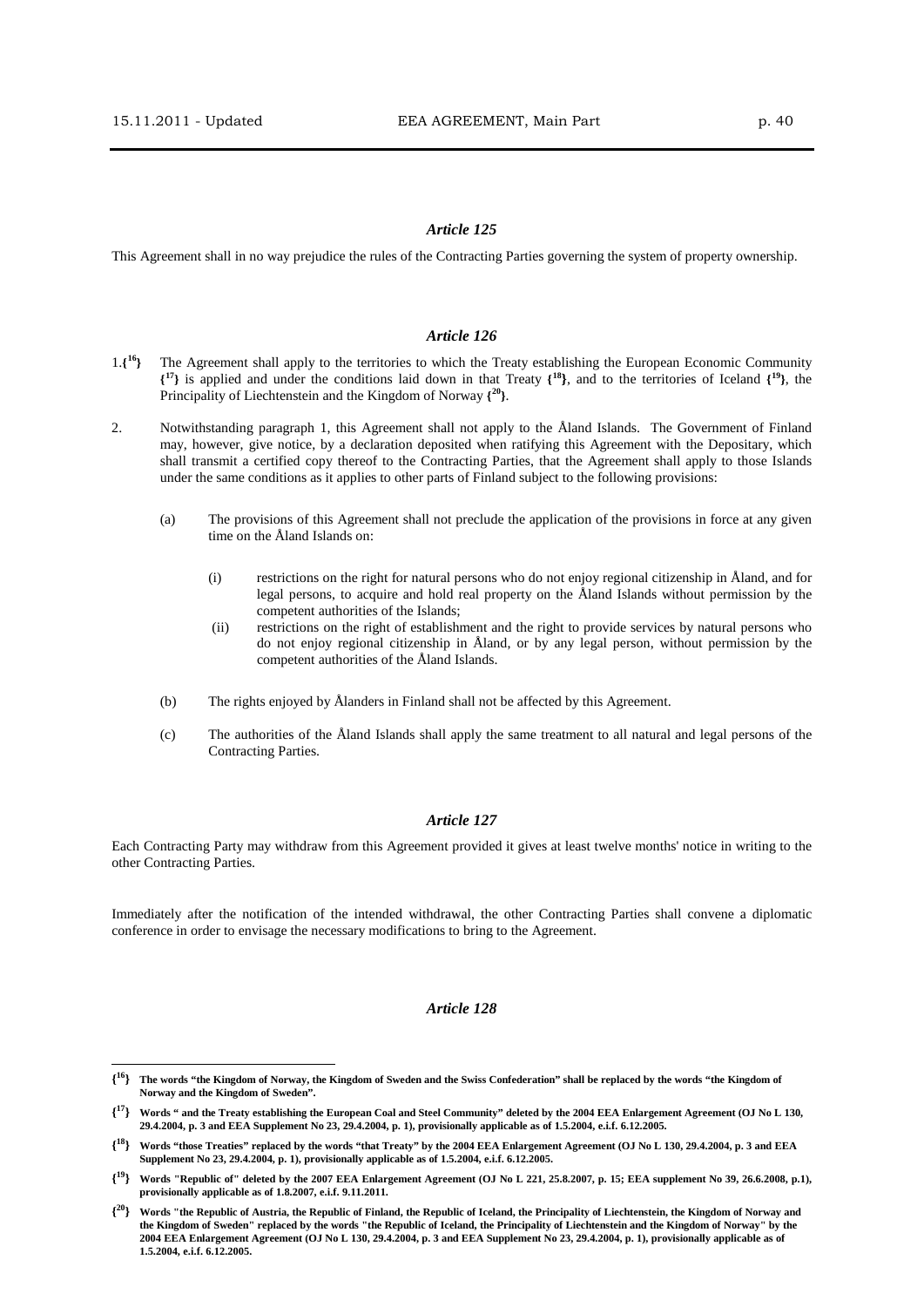### *Article 125*

This Agreement shall in no way prejudice the rules of the Contracting Parties governing the system of property ownership.

### *Article 126*

1.{[16]} The Agreement shall apply to the territories to which the Treaty establishing the European Economic Community {[17]} is applied and under the conditions laid down in that Treaty {[18]}, and to the territories of Iceland {[19]}, the Principality of Liechtenstein and the Kingdom of Norway {[20]}.

2. Notwithstanding paragraph 1, this Agreement shall not apply to the Åland Islands. The Government of Finland may, however, give notice, by a declaration deposited when ratifying this Agreement with the Depositary, which shall transmit a certified copy thereof to the Contracting Parties, that the Agreement shall apply to those Islands under the same conditions as it applies to other parts of Finland subject to the following provisions:

   (a) The provisions of this Agreement shall not preclude the application of the provisions in force at any given time on the Åland Islands on:

      (i) restrictions on the right for natural persons who do not enjoy regional citizenship in Åland, and for legal persons, to acquire and hold real property on the Åland Islands without permission by the competent authorities of the Islands;

      (ii) restrictions on the right of establishment and the right to provide services by natural persons who do not enjoy regional citizenship in Åland, or by any legal person, without permission by the competent authorities of the Åland Islands.

   (b) The rights enjoyed by Ålanders in Finland shall not be affected by this Agreement.

   (c) The authorities of the Åland Islands shall apply the same treatment to all natural and legal persons of the Contracting Parties.

### *Article 127*

Each Contracting Party may withdraw from this Agreement provided it gives at least twelve months' notice in writing to the other Contracting Parties.

Immediately after the notification of the intended withdrawal, the other Contracting Parties shall convene a diplomatic conference in order to envisage the necessary modifications to bring to the Agreement.

### *Article 128*

---

**{[16]} The words "the Kingdom of Norway, the Kingdom of Sweden and the Swiss Confederation" shall be replaced by the words "the Kingdom of Norway and the Kingdom of Sweden".**

**{[17]} Words " and the Treaty establishing the European Coal and Steel Community" deleted by the 2004 EEA Enlargement Agreement (OJ No L 130, 29.4.2004, p. 3 and EEA Supplement No 23, 29.4.2004, p. 1), provisionally applicable as of 1.5.2004, e.i.f. 6.12.2005.**

**{[18]} Words "those Treaties" replaced by the words "that Treaty" by the 2004 EEA Enlargement Agreement (OJ No L 130, 29.4.2004, p. 3 and EEA Supplement No 23, 29.4.2004, p. 1), provisionally applicable as of 1.5.2004, e.i.f. 6.12.2005.**

**{[19]} Words "Republic of" deleted by the 2007 EEA Enlargement Agreement (OJ No L 221, 25.8.2007, p. 15; EEA supplement No 39, 26.6.2008, p.1), provisionally applicable as of 1.8.2007, e.i.f. 9.11.2011.**

**{[20]} Words "the Republic of Austria, the Republic of Finland, the Republic of Iceland, the Principality of Liechtenstein, the Kingdom of Norway and the Kingdom of Sweden" replaced by the words "the Republic of Iceland, the Principality of Liechtenstein and the Kingdom of Norway" by the 2004 EEA Enlargement Agreement (OJ No L 130, 29.4.2004, p. 3 and EEA Supplement No 23, 29.4.2004, p. 1), provisionally applicable as of 1.5.2004, e.i.f. 6.12.2005.**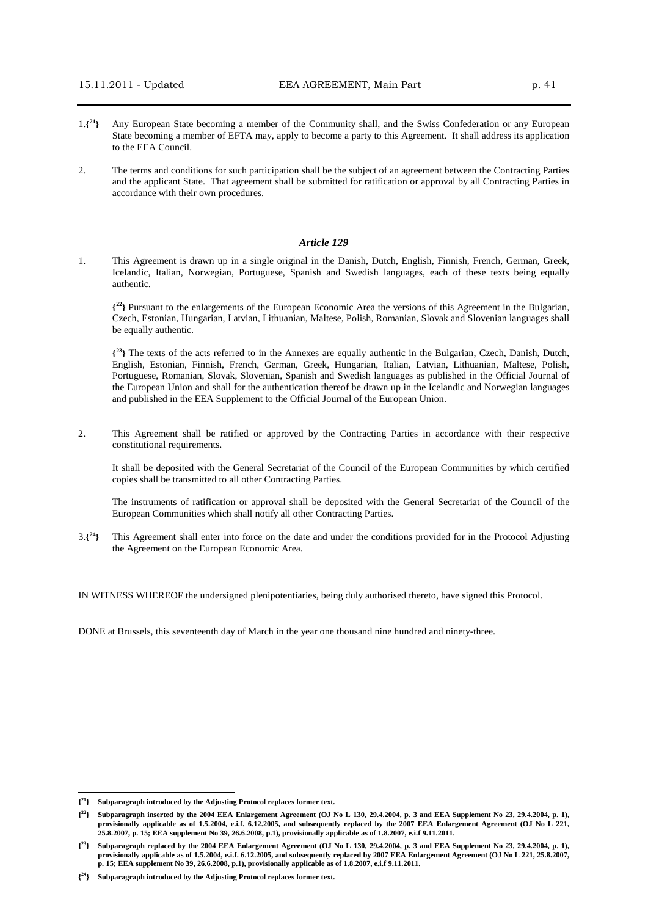1.{[21]} Any European State becoming a member of the Community shall, and the Swiss Confederation or any European State becoming a member of EFTA may, apply to become a party to this Agreement. It shall address its application to the EEA Council.

2. The terms and conditions for such participation shall be the subject of an agreement between the Contracting Parties and the applicant State. That agreement shall be submitted for ratification or approval by all Contracting Parties in accordance with their own procedures.

### *Article 129*

1. This Agreement is drawn up in a single original in the Danish, Dutch, English, Finnish, French, German, Greek, Icelandic, Italian, Norwegian, Portuguese, Spanish and Swedish languages, each of these texts being equally authentic.

   {[22]} Pursuant to the enlargements of the European Economic Area the versions of this Agreement in the Bulgarian, Czech, Estonian, Hungarian, Latvian, Lithuanian, Maltese, Polish, Romanian, Slovak and Slovenian languages shall be equally authentic.

   {[23]} The texts of the acts referred to in the Annexes are equally authentic in the Bulgarian, Czech, Danish, Dutch, English, Estonian, Finnish, French, German, Greek, Hungarian, Italian, Latvian, Lithuanian, Maltese, Polish, Portuguese, Romanian, Slovak, Slovenian, Spanish and Swedish languages as published in the Official Journal of the European Union and shall for the authentication thereof be drawn up in the Icelandic and Norwegian languages and published in the EEA Supplement to the Official Journal of the European Union.

2. This Agreement shall be ratified or approved by the Contracting Parties in accordance with their respective constitutional requirements.

   It shall be deposited with the General Secretariat of the Council of the European Communities by which certified copies shall be transmitted to all other Contracting Parties.

   The instruments of ratification or approval shall be deposited with the General Secretariat of the Council of the European Communities which shall notify all other Contracting Parties.

3.{[24]} This Agreement shall enter into force on the date and under the conditions provided for in the Protocol Adjusting the Agreement on the European Economic Area.

IN WITNESS WHEREOF the undersigned plenipotentiaries, being duly authorised thereto, have signed this Protocol.

DONE at Brussels, this seventeenth day of March in the year one thousand nine hundred and ninety-three.

---

**{[21]} Subparagraph introduced by the Adjusting Protocol replaces former text.**

**{[22]} Subparagraph inserted by the 2004 EEA Enlargement Agreement (OJ No L 130, 29.4.2004, p. 3 and EEA Supplement No 23, 29.4.2004, p. 1), provisionally applicable as of 1.5.2004, e.i.f. 6.12.2005, and subsequently replaced by the 2007 EEA Enlargement Agreement (OJ No L 221, 25.8.2007, p. 15; EEA supplement No 39, 26.6.2008, p.1), provisionally applicable as of 1.8.2007, e.i.f 9.11.2011.**

**{[23]} Subparagraph replaced by the 2004 EEA Enlargement Agreement (OJ No L 130, 29.4.2004, p. 3 and EEA Supplement No 23, 29.4.2004, p. 1), provisionally applicable as of 1.5.2004, e.i.f. 6.12.2005, and subsequently replaced by 2007 EEA Enlargement Agreement (OJ No L 221, 25.8.2007, p. 15; EEA supplement No 39, 26.6.2008, p.1), provisionally applicable as of 1.8.2007, e.i.f 9.11.2011.**

**{[24]} Subparagraph introduced by the Adjusting Protocol replaces former text.**